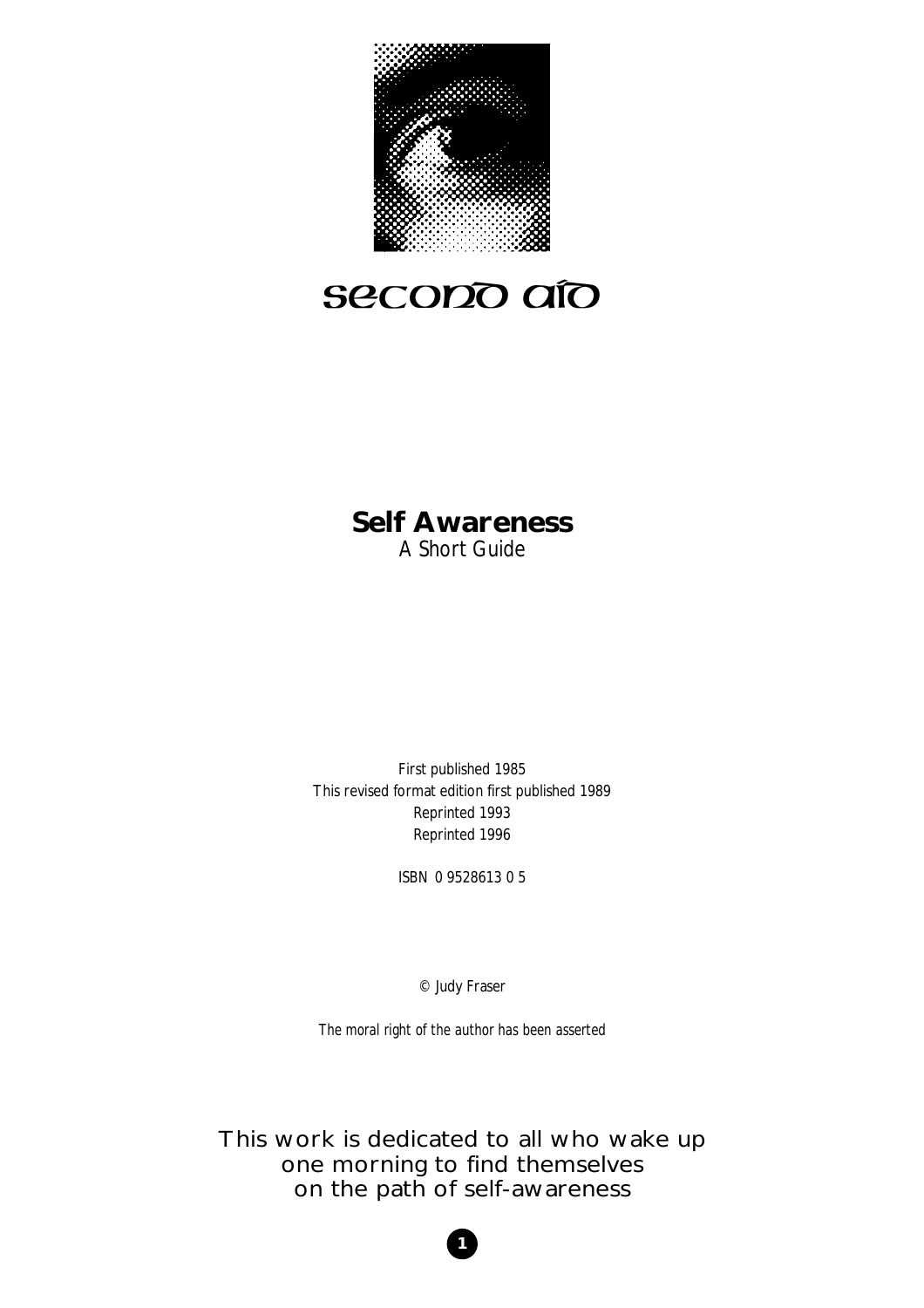# second aid

## Self Awareness

*A Short Guide*

First published 1985
This revised format edition first published 1989
Reprinted 1993
Reprinted 1996

ISBN 0 9528613 0 5

© Judy Fraser

*The moral right of the author has been asserted*

This work is dedicated to all who wake up
one morning to find themselves
on the path of self-awareness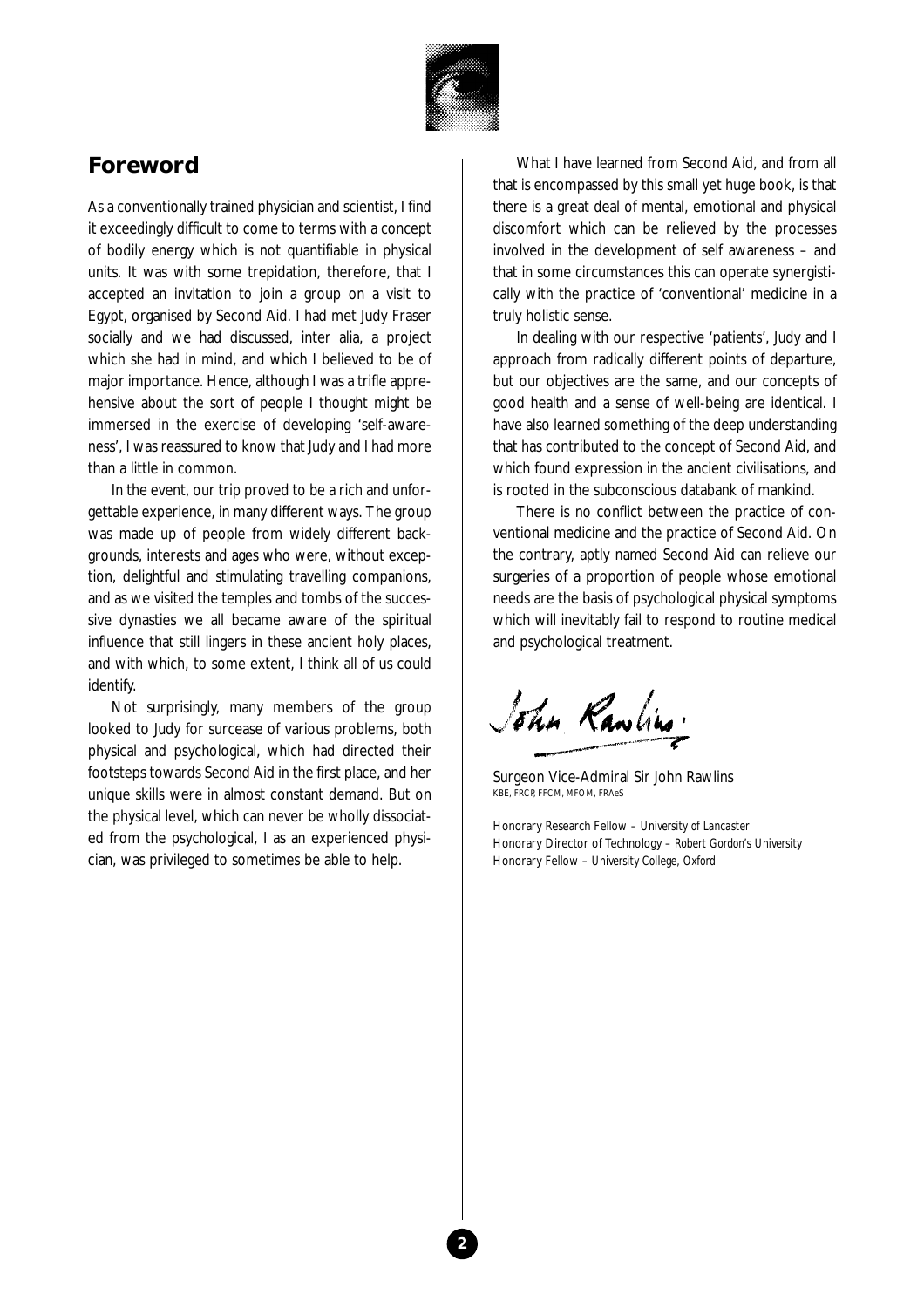## Foreword

As a conventionally trained physician and scientist, I find it exceedingly difficult to come to terms with a concept of bodily energy which is not quantifiable in physical units. It was with some trepidation, therefore, that I accepted an invitation to join a group on a visit to Egypt, organised by Second Aid. I had met Judy Fraser socially and we had discussed, inter alia, a project which she had in mind, and which I believed to be of major importance. Hence, although I was a trifle apprehensive about the sort of people I thought might be immersed in the exercise of developing 'self-awareness', I was reassured to know that Judy and I had more than a little in common.

In the event, our trip proved to be a rich and unforgettable experience, in many different ways. The group was made up of people from widely different backgrounds, interests and ages who were, without exception, delightful and stimulating travelling companions, and as we visited the temples and tombs of the successive dynasties we all became aware of the spiritual influence that still lingers in these ancient holy places, and with which, to some extent, I think all of us could identify.

Not surprisingly, many members of the group looked to Judy for surcease of various problems, both physical and psychological, which had directed their footsteps towards Second Aid in the first place, and her unique skills were in almost constant demand. But on the physical level, which can never be wholly dissociated from the psychological, I as an experienced physician, was privileged to sometimes be able to help.

What I have learned from Second Aid, and from all that is encompassed by this small yet huge book, is that there is a great deal of mental, emotional and physical discomfort which can be relieved by the processes involved in the development of self awareness – and that in some circumstances this can operate synergistically with the practice of 'conventional' medicine in a truly holistic sense.

In dealing with our respective 'patients', Judy and I approach from radically different points of departure, but our objectives are the same, and our concepts of good health and a sense of well-being are identical. I have also learned something of the deep understanding that has contributed to the concept of Second Aid, and which found expression in the ancient civilisations, and is rooted in the subconscious databank of mankind.

There is no conflict between the practice of conventional medicine and the practice of Second Aid. On the contrary, aptly named Second Aid can relieve our surgeries of a proportion of people whose emotional needs are the basis of psychological physical symptoms which will inevitably fail to respond to routine medical and psychological treatment.

John Rawlins

Surgeon Vice-Admiral Sir John Rawlins
KBE, FRCP, FFCM, MFOM, FRAeS

Honorary Research Fellow – *University of Lancaster*
Honorary Director of Technology – *Robert Gordon's University*
Honorary Fellow – *University College, Oxford*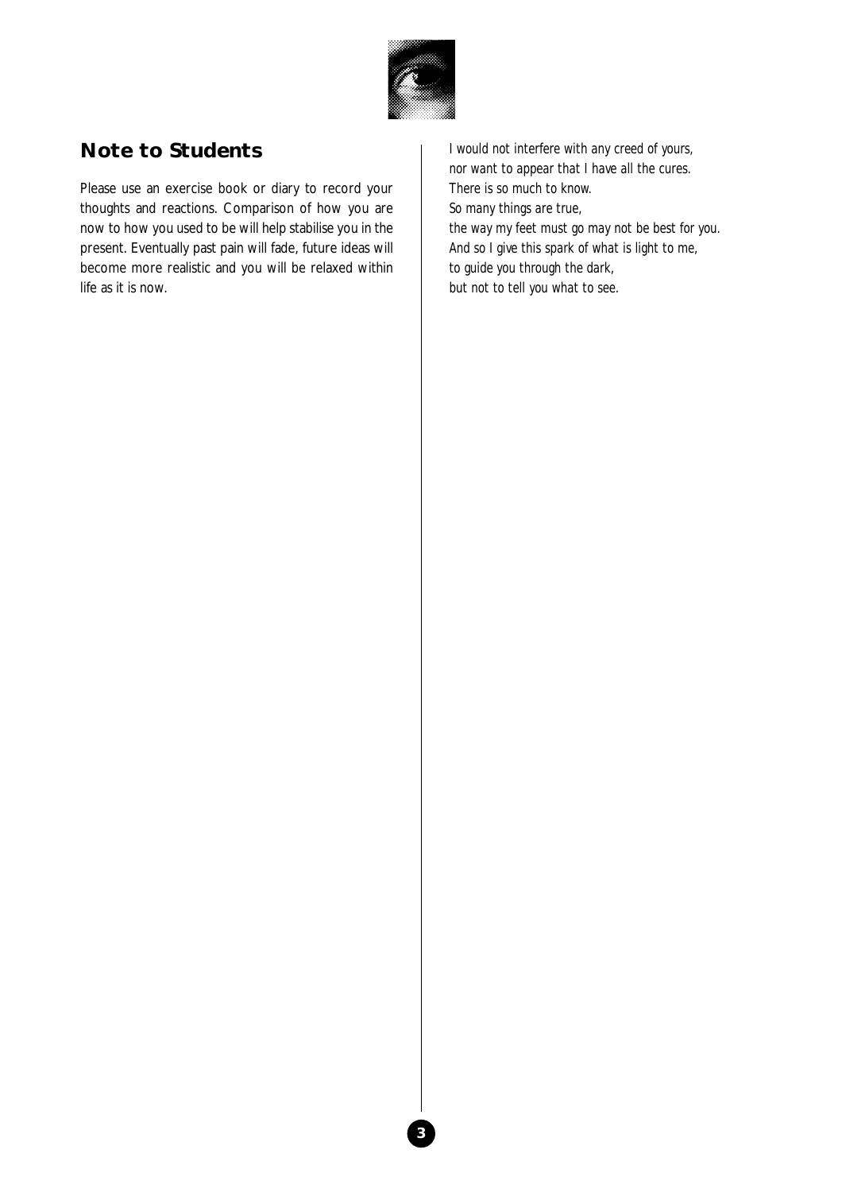## Note to Students

Please use an exercise book or diary to record your thoughts and reactions. Comparison of how you are now to how you used to be will help stabilise you in the present. Eventually past pain will fade, future ideas will become more realistic and you will be relaxed within life as it is now.

*I would not interfere with any creed of yours,*
*nor want to appear that I have all the cures.*
*There is so much to know.*
*So many things are true,*
*the way my feet must go may not be best for you.*
*And so I give this spark of what is light to me,*
*to guide you through the dark,*
*but not to tell you what to see.*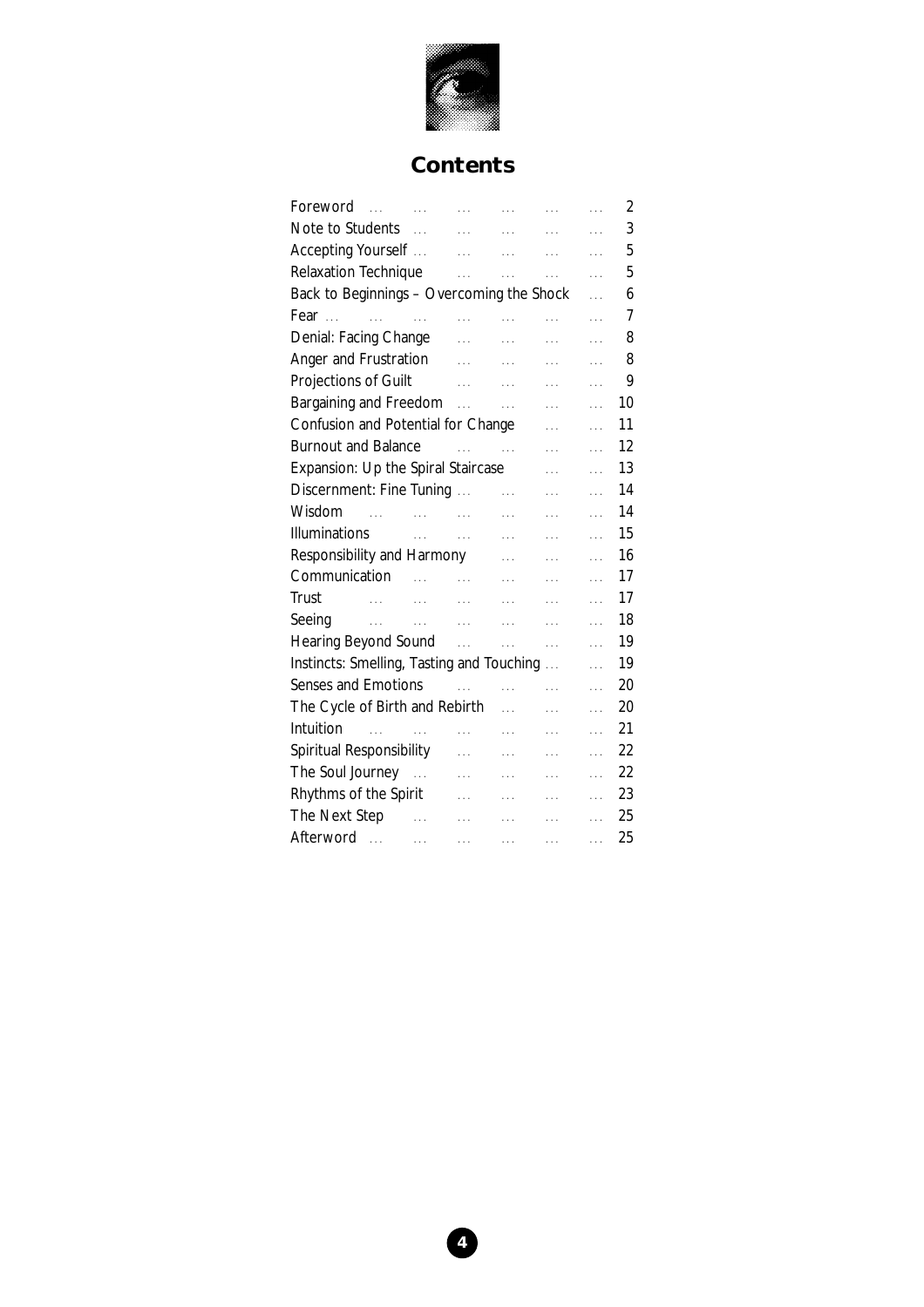# Contents

| | |
|---|---|
| Foreword | 2 |
| Note to Students | 3 |
| Accepting Yourself | 5 |
| Relaxation Technique | 5 |
| Back to Beginnings – Overcoming the Shock | 6 |
| Fear | 7 |
| Denial: Facing Change | 8 |
| Anger and Frustration | 8 |
| Projections of Guilt | 9 |
| Bargaining and Freedom | 10 |
| Confusion and Potential for Change | 11 |
| Burnout and Balance | 12 |
| Expansion: Up the Spiral Staircase | 13 |
| Discernment: Fine Tuning | 14 |
| Wisdom | 14 |
| Illuminations | 15 |
| Responsibility and Harmony | 16 |
| Communication | 17 |
| Trust | 17 |
| Seeing | 18 |
| Hearing Beyond Sound | 19 |
| Instincts: Smelling, Tasting and Touching | 19 |
| Senses and Emotions | 20 |
| The Cycle of Birth and Rebirth | 20 |
| Intuition | 21 |
| Spiritual Responsibility | 22 |
| The Soul Journey | 22 |
| Rhythms of the Spirit | 23 |
| The Next Step | 25 |
| Afterword | 25 |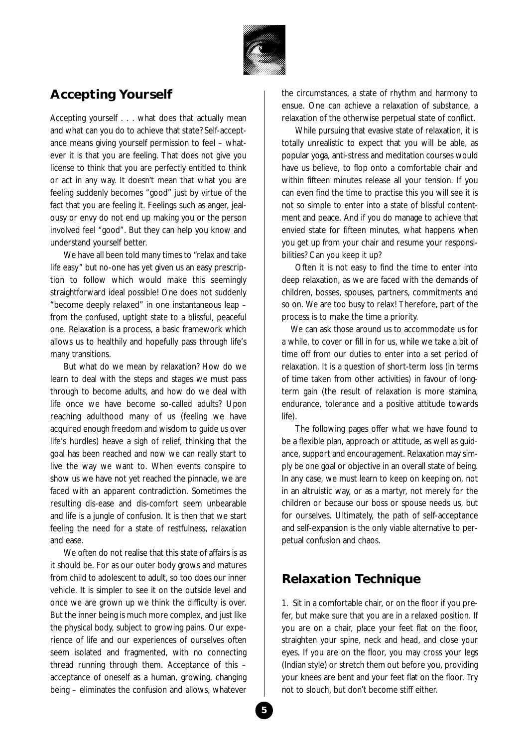## Accepting Yourself

Accepting yourself . . . what does that actually mean and what can you do to achieve that state? Self-acceptance means giving yourself permission to feel – whatever it is that you are feeling. That does not give you license to think that you are perfectly entitled to think or act in any way. It doesn't mean that what you are feeling suddenly becomes "good" just by virtue of the fact that you are feeling it. Feelings such as anger, jealousy or envy do not end up making you or the person involved feel "good". But they can help you know and understand yourself better.

We have all been told many times to "relax and take life easy" but no-one has yet given us an easy prescription to follow which would make this seemingly straightforward ideal possible! One does not suddenly "become deeply relaxed" in one instantaneous leap – from the confused, uptight state to a blissful, peaceful one. Relaxation is a process, a basic framework which allows us to healthily and hopefully pass through life's many transitions.

But what do we mean by relaxation? How do we learn to deal with the steps and stages we must pass through to become adults, and how do we deal with life once we have become so-called adults? Upon reaching adulthood many of us (feeling we have acquired enough freedom and wisdom to guide us over life's hurdles) heave a sigh of relief, thinking that the goal has been reached and now we can really start to live the way we want to. When events conspire to show us we have not yet reached the pinnacle, we are faced with an apparent contradiction. Sometimes the resulting dis-ease and dis-comfort seem unbearable and life is a jungle of confusion. It is then that we start feeling the need for a state of restfulness, relaxation and ease.

We often do not realise that this state of affairs is as it should be. For as our outer body grows and matures from child to adolescent to adult, so too does our inner vehicle. It is simpler to see it on the outside level and once we are grown up we think the difficulty is over. But the inner being is much more complex, and just like the physical body, subject to growing pains. Our experience of life and our experiences of ourselves often seem isolated and fragmented, with no connecting thread running through them. Acceptance of this – acceptance of oneself as a human, growing, changing being – eliminates the confusion and allows, whatever the circumstances, a state of rhythm and harmony to ensue. One can achieve a relaxation of substance, a relaxation of the otherwise perpetual state of conflict.

While pursuing that evasive state of relaxation, it is totally unrealistic to expect that you will be able, as popular yoga, anti-stress and meditation courses would have us believe, to flop onto a comfortable chair and within fifteen minutes release all your tension. If you can even find the time to practise this you will see it is not so simple to enter into a state of blissful contentment and peace. And if you do manage to achieve that envied state for fifteen minutes, what happens when you get up from your chair and resume your responsibilities? Can you keep it up?

Often it is not easy to find the time to enter into deep relaxation, as we are faced with the demands of children, bosses, spouses, partners, commitments and so on. We are too busy to relax! Therefore, part of the process is to make the time a priority.

We can ask those around us to accommodate us for a while, to cover or fill in for us, while we take a bit of time off from our duties to enter into a set period of relaxation. It is a question of short-term loss (in terms of time taken from other activities) in favour of long-term gain (the result of relaxation is more stamina, endurance, tolerance and a positive attitude towards life).

The following pages offer what we have found to be a flexible plan, approach or attitude, as well as guidance, support and encouragement. Relaxation may simply be one goal or objective in an overall state of being. In any case, we must learn to keep on keeping on, not in an altruistic way, or as a martyr, not merely for the children or because our boss or spouse needs us, but for ourselves. Ultimately, the path of self-acceptance and self-expansion is the only viable alternative to perpetual confusion and chaos.

## Relaxation Technique

1. Sit in a comfortable chair, or on the floor if you prefer, but make sure that you are in a relaxed position. If you are on a chair, place your feet flat on the floor, straighten your spine, neck and head, and close your eyes. If you are on the floor, you may cross your legs (Indian style) or stretch them out before you, providing your knees are bent and your feet flat on the floor. Try not to slouch, but don't become stiff either.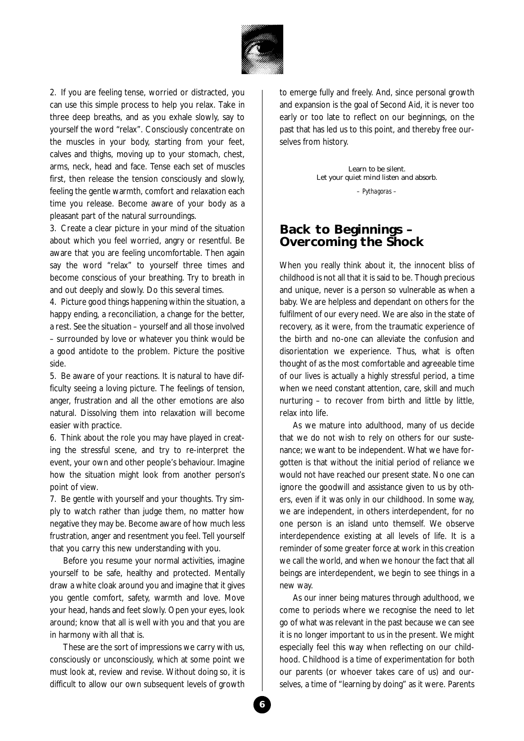2. If you are feeling tense, worried or distracted, you can use this simple process to help you relax. Take in three deep breaths, and as you exhale slowly, say to yourself the word "relax". Consciously concentrate on the muscles in your body, starting from your feet, calves and thighs, moving up to your stomach, chest, arms, neck, head and face. Tense each set of muscles first, then release the tension consciously and slowly, feeling the gentle warmth, comfort and relaxation each time you release. Become aware of your body as a pleasant part of the natural surroundings.

3. Create a clear picture in your mind of the situation about which you feel worried, angry or resentful. Be aware that you are feeling uncomfortable. Then again say the word "relax" to yourself three times and become conscious of your breathing. Try to breath in and out deeply and slowly. Do this several times.

4. Picture good things happening within the situation, a happy ending, a reconciliation, a change for the better, a rest. See the situation – yourself and all those involved – surrounded by love or whatever you think would be a good antidote to the problem. Picture the positive side.

5. Be aware of your reactions. It is natural to have difficulty seeing a loving picture. The feelings of tension, anger, frustration and all the other emotions are also natural. Dissolving them into relaxation will become easier with practice.

6. Think about the role you may have played in creating the stressful scene, and try to re-interpret the event, your own and other people's behaviour. Imagine how the situation might look from another person's point of view.

7. Be gentle with yourself and your thoughts. Try simply to watch rather than judge them, no matter how negative they may be. Become aware of how much less frustration, anger and resentment you feel. Tell yourself that you carry this new understanding with you.

Before you resume your normal activities, imagine yourself to be safe, healthy and protected. Mentally draw a white cloak around you and imagine that it gives you gentle comfort, safety, warmth and love. Move your head, hands and feet slowly. Open your eyes, look around; know that all is well with you and that you are in harmony with all that is.

These are the sort of impressions we carry with us, consciously or unconsciously, which at some point we must look at, review and revise. Without doing so, it is difficult to allow our own subsequent levels of growth to emerge fully and freely. And, since personal growth and expansion is the goal of Second Aid, it is never too early or too late to reflect on our beginnings, on the past that has led us to this point, and thereby free ourselves from history.

*Learn to be silent.*
*Let your quiet mind listen and absorb.*

*– Pythagoras –*

## Back to Beginnings – Overcoming the Shock

When you really think about it, the innocent bliss of childhood is not all that it is said to be. Though precious and unique, never is a person so vulnerable as when a baby. We are helpless and dependant on others for the fulfilment of our every need. We are also in the state of recovery, as it were, from the traumatic experience of the birth and no-one can alleviate the confusion and disorientation we experience. Thus, what is often thought of as the most comfortable and agreeable time of our lives is actually a highly stressful period, a time when we need constant attention, care, skill and much nurturing – to recover from birth and little by little, relax into life.

As we mature into adulthood, many of us decide that we do not wish to rely on others for our sustenance; we want to be independent. What we have forgotten is that without the initial period of reliance we would not have reached our present state. No one can ignore the goodwill and assistance given to us by others, even if it was only in our childhood. In some way, we are independent, in others interdependent, for no one person is an island unto themself. We observe interdependence existing at all levels of life. It is a reminder of some greater force at work in this creation we call the world, and when we honour the fact that all beings are interdependent, we begin to see things in a new way.

As our inner being matures through adulthood, we come to periods where we recognise the need to let go of what was relevant in the past because we can see it is no longer important to us in the present. We might especially feel this way when reflecting on our childhood. Childhood is a time of experimentation for both our parents (or whoever takes care of us) and ourselves, a time of "learning by doing" as it were. Parents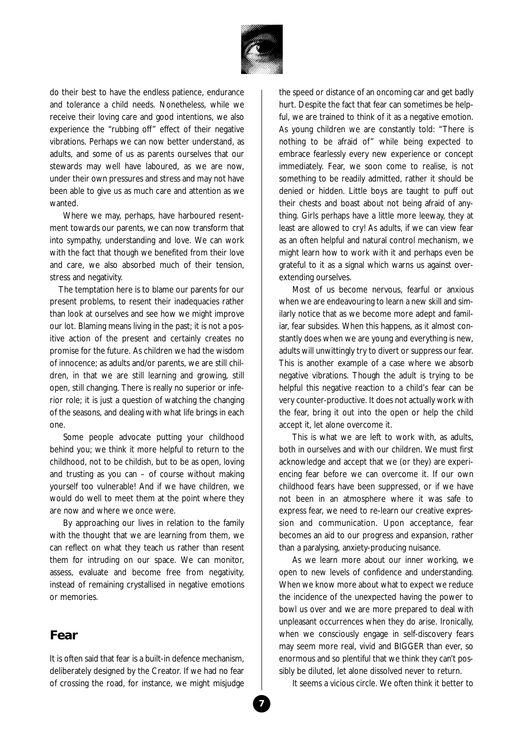do their best to have the endless patience, endurance and tolerance a child needs. Nonetheless, while we receive their loving care and good intentions, we also experience the "rubbing off" effect of their negative vibrations. Perhaps we can now better understand, as adults, and some of us as parents ourselves that our stewards may well have laboured, as we are now, under their own pressures and stress and may not have been able to give us as much care and attention as we wanted.

Where we may, perhaps, have harboured resentment towards our parents, we can now transform that into sympathy, understanding and love. We can work with the fact that though we benefited from their love and care, we also absorbed much of their tension, stress and negativity.

The temptation here is to blame our parents for our present problems, to resent their inadequacies rather than look at ourselves and see how we might improve our lot. Blaming means living in the past; it is not a positive action of the present and certainly creates no promise for the future. As children we had the wisdom of innocence; as adults and/or parents, we are still children, in that we are still learning and growing, still open, still changing. There is really no superior or inferior role; it is just a question of watching the changing of the seasons, and dealing with what life brings in each one.

Some people advocate putting your childhood behind you; we think it more helpful to return to the childhood, not to be childish, but to be as open, loving and trusting as you can – of course without making yourself too vulnerable! And if we have children, we would do well to meet them at the point where they are now and where we once were.

By approaching our lives in relation to the family with the thought that we are learning from them, we can reflect on what they teach us rather than resent them for intruding on our space. We can monitor, assess, evaluate and become free from negativity, instead of remaining crystallised in negative emotions or memories.

## Fear

It is often said that fear is a built-in defence mechanism, deliberately designed by the Creator. If we had no fear of crossing the road, for instance, we might misjudge the speed or distance of an oncoming car and get badly hurt. Despite the fact that fear can sometimes be helpful, we are trained to think of it as a negative emotion. As young children we are constantly told: "There is nothing to be afraid of" while being expected to embrace fearlessly every new experience or concept immediately. Fear, we soon come to realise, is not something to be readily admitted, rather it should be denied or hidden. Little boys are taught to puff out their chests and boast about not being afraid of anything. Girls perhaps have a little more leeway, they at least are allowed to cry! As adults, if we can view fear as an often helpful and natural control mechanism, we might learn how to work with it and perhaps even be grateful to it as a signal which warns us against over-extending ourselves.

Most of us become nervous, fearful or anxious when we are endeavouring to learn a new skill and similarly notice that as we become more adept and familiar, fear subsides. When this happens, as it almost constantly does when we are young and everything is new, adults will unwittingly try to divert or suppress our fear. This is another example of a case where we absorb negative vibrations. Though the adult is trying to be helpful this negative reaction to a child's fear can be very counter-productive. It does not actually work with the fear, bring it out into the open or help the child accept it, let alone overcome it.

This is what we are left to work with, as adults, both in ourselves and with our children. We must first acknowledge and accept that we (or they) are experiencing fear before we can overcome it. If our own childhood fears have been suppressed, or if we have not been in an atmosphere where it was safe to express fear, we need to re-learn our creative expression and communication. Upon acceptance, fear becomes an aid to our progress and expansion, rather than a paralysing, anxiety-producing nuisance.

As we learn more about our inner working, we open to new levels of confidence and understanding. When we know more about what to expect we reduce the incidence of the unexpected having the power to bowl us over and we are more prepared to deal with unpleasant occurrences when they do arise. Ironically, when we consciously engage in self-discovery fears may seem more real, vivid and BIGGER than ever, so enormous and so plentiful that we think they can't possibly be diluted, let alone dissolved never to return.

It seems a vicious circle. We often think it better to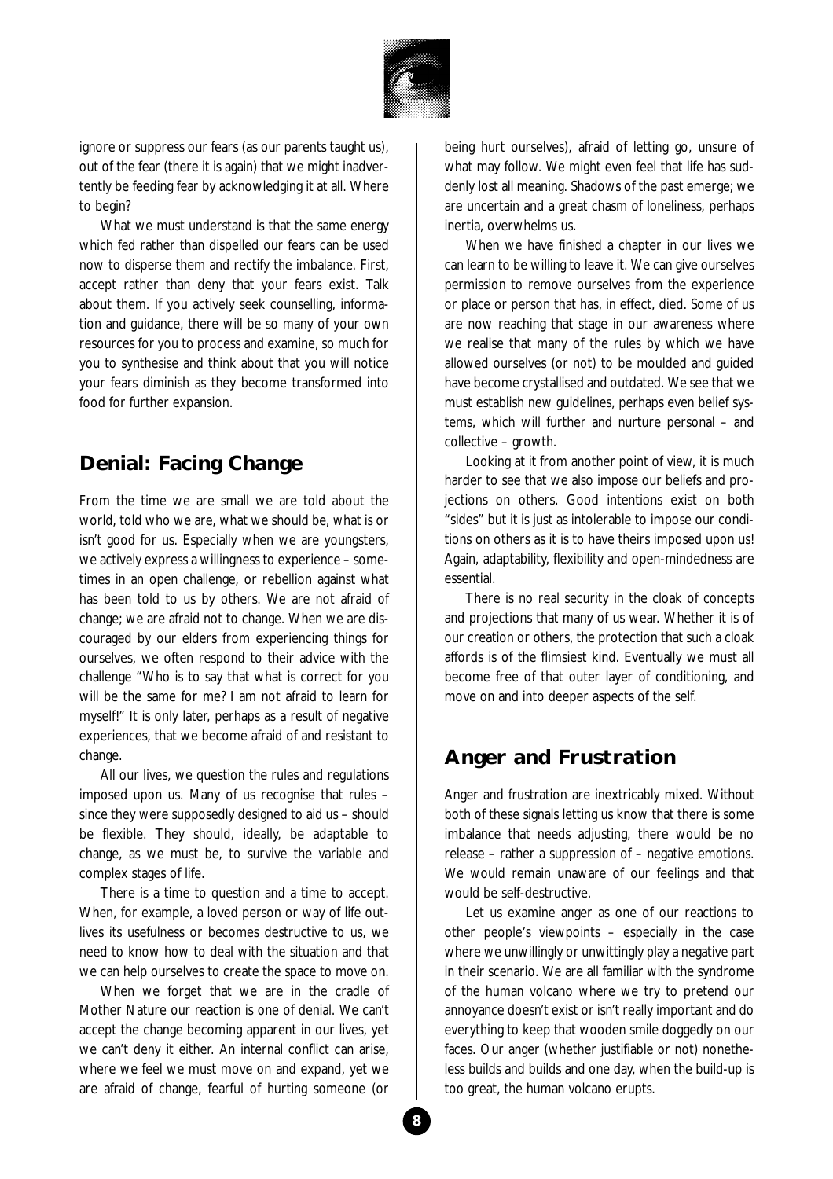ignore or suppress our fears (as our parents taught us), out of the fear (there it is again) that we might inadvertently be feeding fear by acknowledging it at all. Where to begin?

What we must understand is that the same energy which fed rather than dispelled our fears can be used now to disperse them and rectify the imbalance. First, accept rather than deny that your fears exist. Talk about them. If you actively seek counselling, information and guidance, there will be so many of your own resources for you to process and examine, so much for you to synthesise and think about that you will notice your fears diminish as they become transformed into food for further expansion.

## Denial: Facing Change

From the time we are small we are told about the world, told who we are, what we should be, what is or isn't good for us. Especially when we are youngsters, we actively express a willingness to experience – sometimes in an open challenge, or rebellion against what has been told to us by others. We are not afraid of change; we are afraid not to change. When we are discouraged by our elders from experiencing things for ourselves, we often respond to their advice with the challenge "Who is to say that what is correct for you will be the same for me? I am not afraid to learn for myself!" It is only later, perhaps as a result of negative experiences, that we become afraid of and resistant to change.

All our lives, we question the rules and regulations imposed upon us. Many of us recognise that rules – since they were supposedly designed to aid us – should be flexible. They should, ideally, be adaptable to change, as we must be, to survive the variable and complex stages of life.

There is a time to question and a time to accept. When, for example, a loved person or way of life outlives its usefulness or becomes destructive to us, we need to know how to deal with the situation and that we can help ourselves to create the space to move on.

When we forget that we are in the cradle of Mother Nature our reaction is one of denial. We can't accept the change becoming apparent in our lives, yet we can't deny it either. An internal conflict can arise, where we feel we must move on and expand, yet we are afraid of change, fearful of hurting someone (or being hurt ourselves), afraid of letting go, unsure of what may follow. We might even feel that life has suddenly lost all meaning. Shadows of the past emerge; we are uncertain and a great chasm of loneliness, perhaps inertia, overwhelms us.

When we have finished a chapter in our lives we can learn to be willing to leave it. We can give ourselves permission to remove ourselves from the experience or place or person that has, in effect, died. Some of us are now reaching that stage in our awareness where we realise that many of the rules by which we have allowed ourselves (or not) to be moulded and guided have become crystallised and outdated. We see that we must establish new guidelines, perhaps even belief systems, which will further and nurture personal – and collective – growth.

Looking at it from another point of view, it is much harder to see that we also impose our beliefs and projections on others. Good intentions exist on both "sides" but it is just as intolerable to impose our conditions on others as it is to have theirs imposed upon us! Again, adaptability, flexibility and open-mindedness are essential.

There is no real security in the cloak of concepts and projections that many of us wear. Whether it is of our creation or others, the protection that such a cloak affords is of the flimsiest kind. Eventually we must all become free of that outer layer of conditioning, and move on and into deeper aspects of the self.

## Anger and Frustration

Anger and frustration are inextricably mixed. Without both of these signals letting us know that there is some imbalance that needs adjusting, there would be no release – rather a suppression of – negative emotions. We would remain unaware of our feelings and that would be self-destructive.

Let us examine anger as one of our reactions to other people's viewpoints – especially in the case where we unwillingly or unwittingly play a negative part in their scenario. We are all familiar with the syndrome of the human volcano where we try to pretend our annoyance doesn't exist or isn't really important and do everything to keep that wooden smile doggedly on our faces. Our anger (whether justifiable or not) nonetheless builds and builds and one day, when the build-up is too great, the human volcano erupts.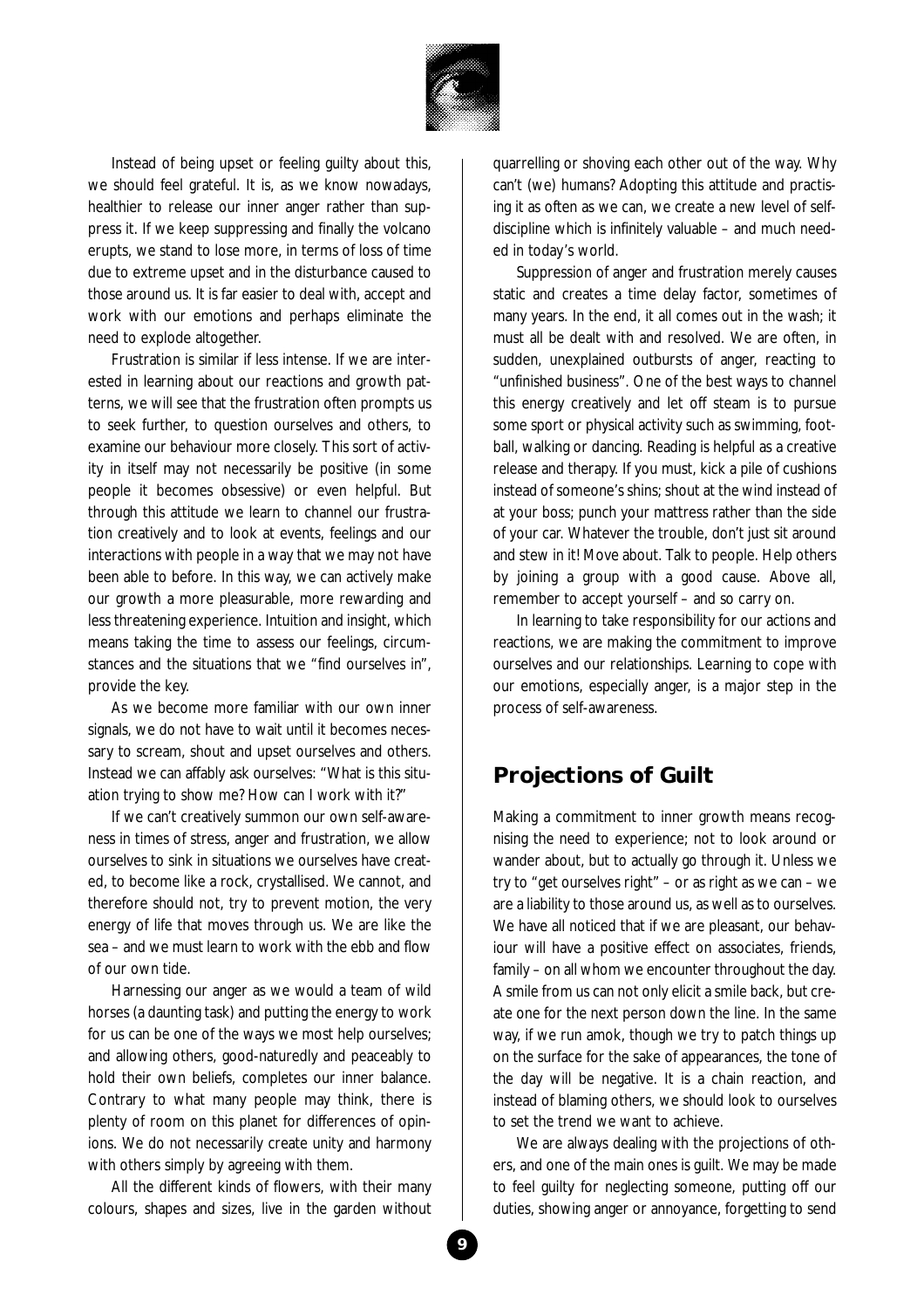Instead of being upset or feeling guilty about this, we should feel grateful. It is, as we know nowadays, healthier to release our inner anger rather than suppress it. If we keep suppressing and finally the volcano erupts, we stand to lose more, in terms of loss of time due to extreme upset and in the disturbance caused to those around us. It is far easier to deal with, accept and work with our emotions and perhaps eliminate the need to explode altogether.

Frustration is similar if less intense. If we are interested in learning about our reactions and growth patterns, we will see that the frustration often prompts us to seek further, to question ourselves and others, to examine our behaviour more closely. This sort of activity in itself may not necessarily be positive (in some people it becomes obsessive) or even helpful. But through this attitude we learn to channel our frustration creatively and to look at events, feelings and our interactions with people in a way that we may not have been able to before. In this way, we can actively make our growth a more pleasurable, more rewarding and less threatening experience. Intuition and insight, which means taking the time to assess our feelings, circumstances and the situations that we "find ourselves in", provide the key.

As we become more familiar with our own inner signals, we do not have to wait until it becomes necessary to scream, shout and upset ourselves and others. Instead we can affably ask ourselves: "What is this situation trying to show me? How can I work with it?"

If we can't creatively summon our own self-awareness in times of stress, anger and frustration, we allow ourselves to sink in situations we ourselves have created, to become like a rock, crystallised. We cannot, and therefore should not, try to prevent motion, the very energy of life that moves through us. We are like the sea – and we must learn to work with the ebb and flow of our own tide.

Harnessing our anger as we would a team of wild horses (a daunting task) and putting the energy to work for us can be one of the ways we most help ourselves; and allowing others, good-naturedly and peaceably to hold their own beliefs, completes our inner balance. Contrary to what many people may think, there is plenty of room on this planet for differences of opinions. We do not necessarily create unity and harmony with others simply by agreeing with them.

All the different kinds of flowers, with their many colours, shapes and sizes, live in the garden without quarrelling or shoving each other out of the way. Why can't (we) humans? Adopting this attitude and practising it as often as we can, we create a new level of self-discipline which is infinitely valuable – and much needed in today's world.

Suppression of anger and frustration merely causes static and creates a time delay factor, sometimes of many years. In the end, it all comes out in the wash; it must all be dealt with and resolved. We are often, in sudden, unexplained outbursts of anger, reacting to "unfinished business". One of the best ways to channel this energy creatively and let off steam is to pursue some sport or physical activity such as swimming, football, walking or dancing. Reading is helpful as a creative release and therapy. If you must, kick a pile of cushions instead of someone's shins; shout at the wind instead of at your boss; punch your mattress rather than the side of your car. Whatever the trouble, don't just sit around and stew in it! Move about. Talk to people. Help others by joining a group with a good cause. Above all, remember to accept yourself – and so carry on.

In learning to take responsibility for our actions and reactions, we are making the commitment to improve ourselves and our relationships. Learning to cope with our emotions, especially anger, is a major step in the process of self-awareness.

## Projections of Guilt

Making a commitment to inner growth means recognising the need to experience; not to look around or wander about, but to actually go through it. Unless we try to "get ourselves right" – or as right as we can – we are a liability to those around us, as well as to ourselves. We have all noticed that if we are pleasant, our behaviour will have a positive effect on associates, friends, family – on all whom we encounter throughout the day. A smile from us can not only elicit a smile back, but create one for the next person down the line. In the same way, if we run amok, though we try to patch things up on the surface for the sake of appearances, the tone of the day will be negative. It is a chain reaction, and instead of blaming others, we should look to ourselves to set the trend we want to achieve.

We are always dealing with the projections of others, and one of the main ones is guilt. We may be made to feel guilty for neglecting someone, putting off our duties, showing anger or annoyance, forgetting to send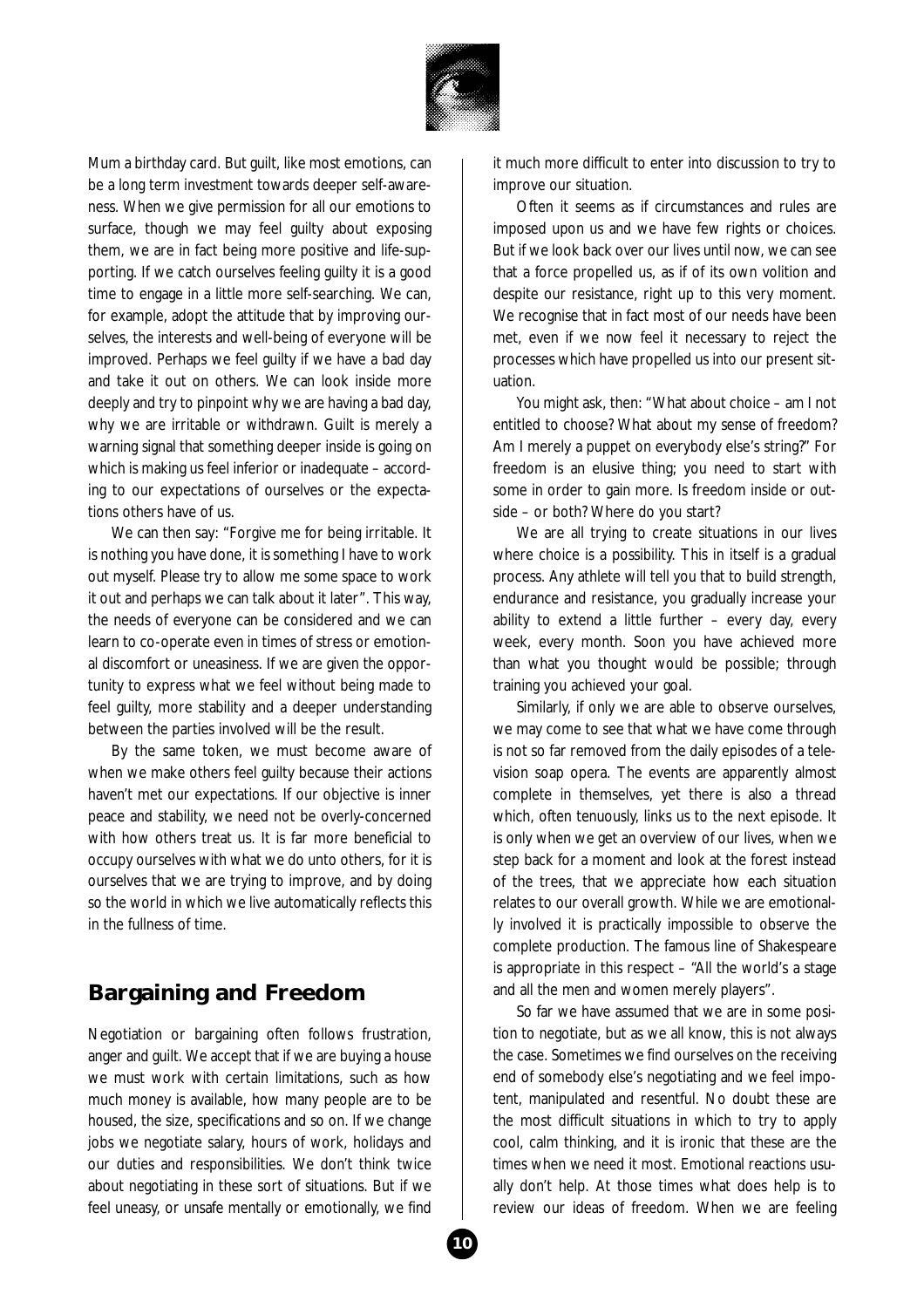Mum a birthday card. But guilt, like most emotions, can be a long term investment towards deeper self-awareness. When we give permission for all our emotions to surface, though we may feel guilty about exposing them, we are in fact being more positive and life-supporting. If we catch ourselves feeling guilty it is a good time to engage in a little more self-searching. We can, for example, adopt the attitude that by improving ourselves, the interests and well-being of everyone will be improved. Perhaps we feel guilty if we have a bad day and take it out on others. We can look inside more deeply and try to pinpoint why we are having a bad day, why we are irritable or withdrawn. Guilt is merely a warning signal that something deeper inside is going on which is making us feel inferior or inadequate – according to our expectations of ourselves or the expectations others have of us.

We can then say: "Forgive me for being irritable. It is nothing you have done, it is something I have to work out myself. Please try to allow me some space to work it out and perhaps we can talk about it later". This way, the needs of everyone can be considered and we can learn to co-operate even in times of stress or emotional discomfort or uneasiness. If we are given the opportunity to express what we feel without being made to feel guilty, more stability and a deeper understanding between the parties involved will be the result.

By the same token, we must become aware of when we make others feel guilty because their actions haven't met our expectations. If our objective is inner peace and stability, we need not be overly-concerned with how others treat us. It is far more beneficial to occupy ourselves with what we do unto others, for it is ourselves that we are trying to improve, and by doing so the world in which we live automatically reflects this in the fullness of time.

## Bargaining and Freedom

Negotiation or bargaining often follows frustration, anger and guilt. We accept that if we are buying a house we must work with certain limitations, such as how much money is available, how many people are to be housed, the size, specifications and so on. If we change jobs we negotiate salary, hours of work, holidays and our duties and responsibilities. We don't think twice about negotiating in these sort of situations. But if we feel uneasy, or unsafe mentally or emotionally, we find it much more difficult to enter into discussion to try to improve our situation.

Often it seems as if circumstances and rules are imposed upon us and we have few rights or choices. But if we look back over our lives until now, we can see that a force propelled us, as if of its own volition and despite our resistance, right up to this very moment. We recognise that in fact most of our needs have been met, even if we now feel it necessary to reject the processes which have propelled us into our present situation.

You might ask, then: "What about choice – am I not entitled to choose? What about my sense of freedom? Am I merely a puppet on everybody else's string?" For freedom is an elusive thing; you need to start with some in order to gain more. Is freedom inside or outside – or both? Where do you start?

We are all trying to create situations in our lives where choice is a possibility. This in itself is a gradual process. Any athlete will tell you that to build strength, endurance and resistance, you gradually increase your ability to extend a little further – every day, every week, every month. Soon you have achieved more than what you thought would be possible; through training you achieved your goal.

Similarly, if only we are able to observe ourselves, we may come to see that what we have come through is not so far removed from the daily episodes of a television soap opera. The events are apparently almost complete in themselves, yet there is also a thread which, often tenuously, links us to the next episode. It is only when we get an overview of our lives, when we step back for a moment and look at the forest instead of the trees, that we appreciate how each situation relates to our overall growth. While we are emotionally involved it is practically impossible to observe the complete production. The famous line of Shakespeare is appropriate in this respect – "All the world's a stage and all the men and women merely players".

So far we have assumed that we are in some position to negotiate, but as we all know, this is not always the case. Sometimes we find ourselves on the receiving end of somebody else's negotiating and we feel impotent, manipulated and resentful. No doubt these are the most difficult situations in which to try to apply cool, calm thinking, and it is ironic that these are the times when we need it most. Emotional reactions usually don't help. At those times what does help is to review our ideas of freedom. When we are feeling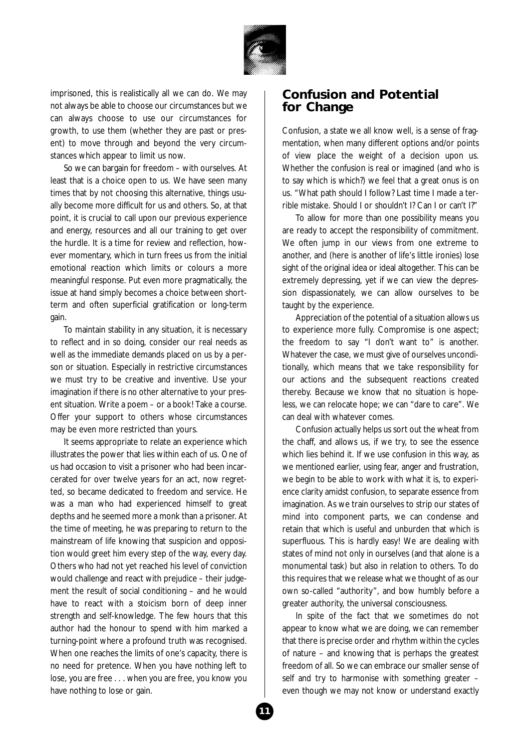imprisoned, this is realistically all we can do. We may not always be able to choose our circumstances but we can always choose to use our circumstances for growth, to use them (whether they are past or present) to move through and beyond the very circumstances which appear to limit us now.

So we can bargain for freedom – with ourselves. At least that is a choice open to us. We have seen many times that by not choosing this alternative, things usually become more difficult for us and others. So, at that point, it is crucial to call upon our previous experience and energy, resources and all our training to get over the hurdle. It is a time for review and reflection, however momentary, which in turn frees us from the initial emotional reaction which limits or colours a more meaningful response. Put even more pragmatically, the issue at hand simply becomes a choice between short-term and often superficial gratification or long-term gain.

To maintain stability in any situation, it is necessary to reflect and in so doing, consider our real needs as well as the immediate demands placed on us by a person or situation. Especially in restrictive circumstances we must try to be creative and inventive. Use your imagination if there is no other alternative to your present situation. Write a poem – or a book! Take a course. Offer your support to others whose circumstances may be even more restricted than yours.

It seems appropriate to relate an experience which illustrates the power that lies within each of us. One of us had occasion to visit a prisoner who had been incarcerated for over twelve years for an act, now regretted, so became dedicated to freedom and service. He was a man who had experienced himself to great depths and he seemed more a monk than a prisoner. At the time of meeting, he was preparing to return to the mainstream of life knowing that suspicion and opposition would greet him every step of the way, every day. Others who had not yet reached his level of conviction would challenge and react with prejudice – their judgement the result of social conditioning – and he would have to react with a stoicism born of deep inner strength and self-knowledge. The few hours that this author had the honour to spend with him marked a turning-point where a profound truth was recognised. When one reaches the limits of one's capacity, there is no need for pretence. When you have nothing left to lose, you are free . . . when you are free, you know you have nothing to lose or gain.

## Confusion and Potential for Change

Confusion, a state we all know well, is a sense of fragmentation, when many different options and/or points of view place the weight of a decision upon us. Whether the confusion is real or imagined (and who is to say which is which?) we feel that a great onus is on us. "What path should I follow? Last time I made a terrible mistake. Should I or shouldn't I? Can I or can't I?"

To allow for more than one possibility means you are ready to accept the responsibility of commitment. We often jump in our views from one extreme to another, and (here is another of life's little ironies) lose sight of the original idea or ideal altogether. This can be extremely depressing, yet if we can view the depression dispassionately, we can allow ourselves to be taught by the experience.

Appreciation of the potential of a situation allows us to experience more fully. Compromise is one aspect; the freedom to say "I don't want to" is another. Whatever the case, we must give of ourselves unconditionally, which means that we take responsibility for our actions and the subsequent reactions created thereby. Because we know that no situation is hopeless, we can relocate hope; we can "dare to care". We can deal with whatever comes.

Confusion actually helps us sort out the wheat from the chaff, and allows us, if we try, to see the essence which lies behind it. If we use confusion in this way, as we mentioned earlier, using fear, anger and frustration, we begin to be able to work with what it is, to experience clarity amidst confusion, to separate essence from imagination. As we train ourselves to strip our states of mind into component parts, we can condense and retain that which is useful and unburden that which is superfluous. This is hardly easy! We are dealing with states of mind not only in ourselves (and that alone is a monumental task) but also in relation to others. To do this requires that we release what we thought of as our own so-called "authority", and bow humbly before a greater authority, the universal consciousness.

In spite of the fact that we sometimes do not appear to know what we are doing, we can remember that there is precise order and rhythm within the cycles of nature – and knowing that is perhaps the greatest freedom of all. So we can embrace our smaller sense of self and try to harmonise with something greater – even though we may not know or understand exactly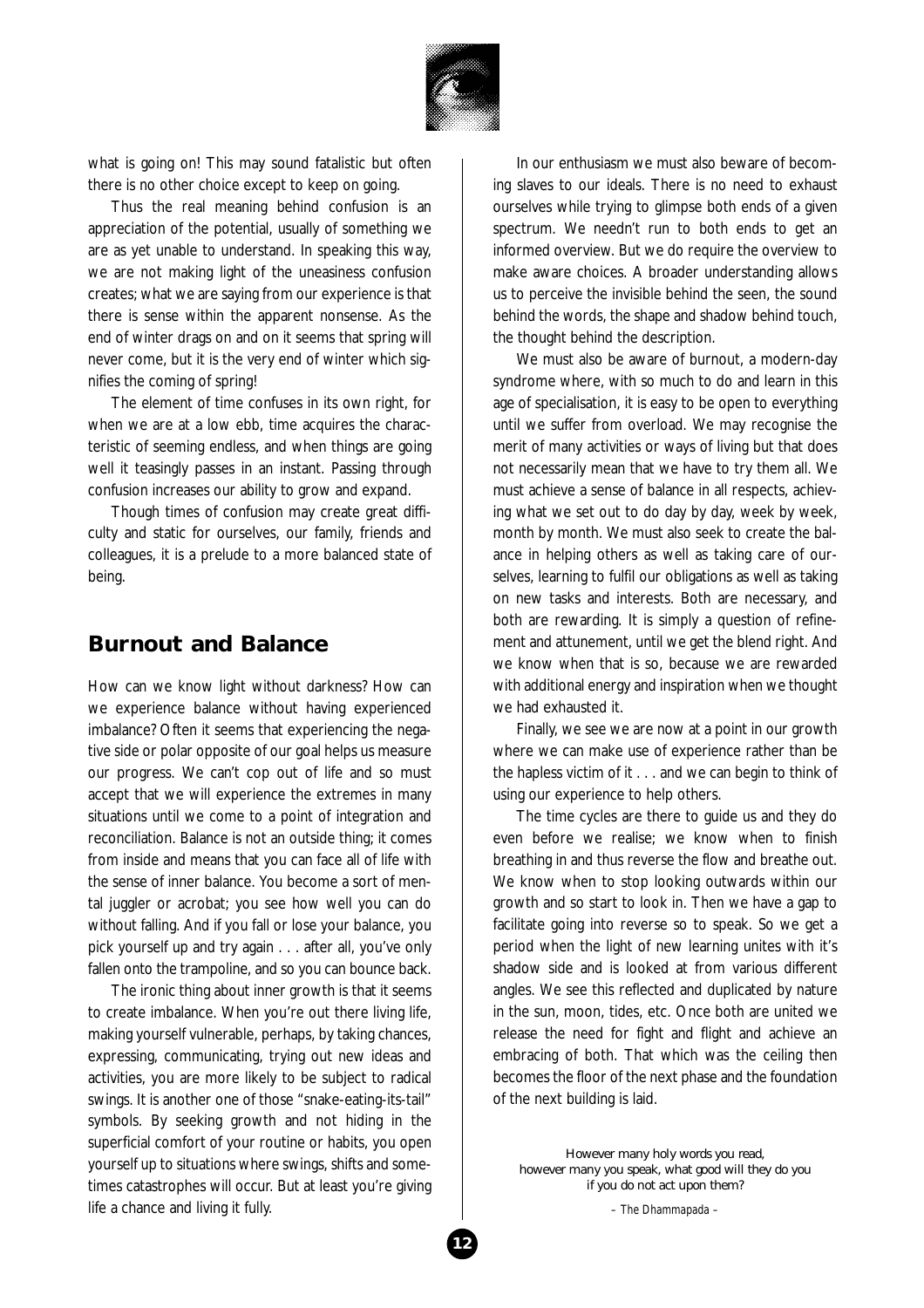what is going on! This may sound fatalistic but often there is no other choice except to keep on going.

Thus the real meaning behind confusion is an appreciation of the potential, usually of something we are as yet unable to understand. In speaking this way, we are not making light of the uneasiness confusion creates; what we are saying from our experience is that there is sense within the apparent nonsense. As the end of winter drags on and on it seems that spring will never come, but it is the very end of winter which signifies the coming of spring!

The element of time confuses in its own right, for when we are at a low ebb, time acquires the characteristic of seeming endless, and when things are going well it teasingly passes in an instant. Passing through confusion increases our ability to grow and expand.

Though times of confusion may create great difficulty and static for ourselves, our family, friends and colleagues, it is a prelude to a more balanced state of being.

## Burnout and Balance

How can we know light without darkness? How can we experience balance without having experienced imbalance? Often it seems that experiencing the negative side or polar opposite of our goal helps us measure our progress. We can't cop out of life and so must accept that we will experience the extremes in many situations until we come to a point of integration and reconciliation. Balance is not an outside thing; it comes from inside and means that you can face all of life with the sense of inner balance. You become a sort of mental juggler or acrobat; you see how well you can do without falling. And if you fall or lose your balance, you pick yourself up and try again . . . after all, you've only fallen onto the trampoline, and so you can bounce back.

The ironic thing about inner growth is that it seems to create imbalance. When you're out there living life, making yourself vulnerable, perhaps, by taking chances, expressing, communicating, trying out new ideas and activities, you are more likely to be subject to radical swings. It is another one of those "snake-eating-its-tail" symbols. By seeking growth and not hiding in the superficial comfort of your routine or habits, you open yourself up to situations where swings, shifts and sometimes catastrophes will occur. But at least you're giving life a chance and living it fully.

In our enthusiasm we must also beware of becoming slaves to our ideals. There is no need to exhaust ourselves while trying to glimpse both ends of a given spectrum. We needn't run to both ends to get an informed overview. But we do require the overview to make aware choices. A broader understanding allows us to perceive the invisible behind the seen, the sound behind the words, the shape and shadow behind touch, the thought behind the description.

We must also be aware of burnout, a modern-day syndrome where, with so much to do and learn in this age of specialisation, it is easy to be open to everything until we suffer from overload. We may recognise the merit of many activities or ways of living but that does not necessarily mean that we have to try them all. We must achieve a sense of balance in all respects, achieving what we set out to do day by day, week by week, month by month. We must also seek to create the balance in helping others as well as taking care of ourselves, learning to fulfil our obligations as well as taking on new tasks and interests. Both are necessary, and both are rewarding. It is simply a question of refinement and attunement, until we get the blend right. And we know when that is so, because we are rewarded with additional energy and inspiration when we thought we had exhausted it.

Finally, we see we are now at a point in our growth where we can make use of experience rather than be the hapless victim of it . . . and we can begin to think of using our experience to help others.

The time cycles are there to guide us and they do even before we realise; we know when to finish breathing in and thus reverse the flow and breathe out. We know when to stop looking outwards within our growth and so start to look in. Then we have a gap to facilitate going into reverse so to speak. So we get a period when the light of new learning unites with it's shadow side and is looked at from various different angles. We see this reflected and duplicated by nature in the sun, moon, tides, etc. Once both are united we release the need for fight and flight and achieve an embracing of both. That which was the ceiling then becomes the floor of the next phase and the foundation of the next building is laid.

However many holy words you read,
however many you speak, what good will they do you
if you do not act upon them?

*– The Dhammapada –*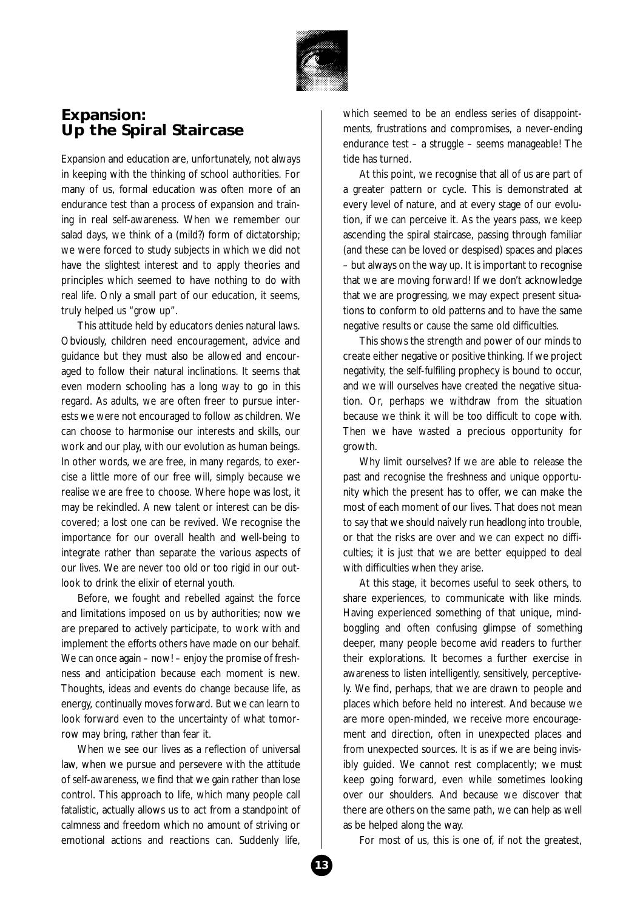## Expansion: Up the Spiral Staircase

Expansion and education are, unfortunately, not always in keeping with the thinking of school authorities. For many of us, formal education was often more of an endurance test than a process of expansion and training in real self-awareness. When we remember our salad days, we think of a (mild?) form of dictatorship; we were forced to study subjects in which we did not have the slightest interest and to apply theories and principles which seemed to have nothing to do with real life. Only a small part of our education, it seems, truly helped us "grow up".

This attitude held by educators denies natural laws. Obviously, children need encouragement, advice and guidance but they must also be allowed and encouraged to follow their natural inclinations. It seems that even modern schooling has a long way to go in this regard. As adults, we are often freer to pursue interests we were not encouraged to follow as children. We can choose to harmonise our interests and skills, our work and our play, with our evolution as human beings. In other words, we are free, in many regards, to exercise a little more of our free will, simply because we realise we are free to choose. Where hope was lost, it may be rekindled. A new talent or interest can be discovered; a lost one can be revived. We recognise the importance for our overall health and well-being to integrate rather than separate the various aspects of our lives. We are never too old or too rigid in our outlook to drink the elixir of eternal youth.

Before, we fought and rebelled against the force and limitations imposed on us by authorities; now we are prepared to actively participate, to work with and implement the efforts others have made on our behalf. We can once again – now! – enjoy the promise of freshness and anticipation because each moment is new. Thoughts, ideas and events do change because life, as energy, continually moves forward. But we can learn to look forward even to the uncertainty of what tomorrow may bring, rather than fear it.

When we see our lives as a reflection of universal law, when we pursue and persevere with the attitude of self-awareness, we find that we gain rather than lose control. This approach to life, which many people call fatalistic, actually allows us to act from a standpoint of calmness and freedom which no amount of striving or emotional actions and reactions can. Suddenly life, which seemed to be an endless series of disappointments, frustrations and compromises, a never-ending endurance test – a struggle – seems manageable! The tide has turned.

At this point, we recognise that all of us are part of a greater pattern or cycle. This is demonstrated at every level of nature, and at every stage of our evolution, if we can perceive it. As the years pass, we keep ascending the spiral staircase, passing through familiar (and these can be loved or despised) spaces and places – but always on the way up. It is important to recognise that we are moving forward! If we don't acknowledge that we are progressing, we may expect present situations to conform to old patterns and to have the same negative results or cause the same old difficulties.

This shows the strength and power of our minds to create either negative or positive thinking. If we project negativity, the self-fulfiling prophecy is bound to occur, and we will ourselves have created the negative situation. Or, perhaps we withdraw from the situation because we think it will be too difficult to cope with. Then we have wasted a precious opportunity for growth.

Why limit ourselves? If we are able to release the past and recognise the freshness and unique opportunity which the present has to offer, we can make the most of each moment of our lives. That does not mean to say that we should naively run headlong into trouble, or that the risks are over and we can expect no difficulties; it is just that we are better equipped to deal with difficulties when they arise.

At this stage, it becomes useful to seek others, to share experiences, to communicate with like minds. Having experienced something of that unique, mind-boggling and often confusing glimpse of something deeper, many people become avid readers to further their explorations. It becomes a further exercise in awareness to listen intelligently, sensitively, perceptively. We find, perhaps, that we are drawn to people and places which before held no interest. And because we are more open-minded, we receive more encouragement and direction, often in unexpected places and from unexpected sources. It is as if we are being invisibly guided. We cannot rest complacently; we must keep going forward, even while sometimes looking over our shoulders. And because we discover that there are others on the same path, we can help as well as be helped along the way.

For most of us, this is one of, if not the greatest,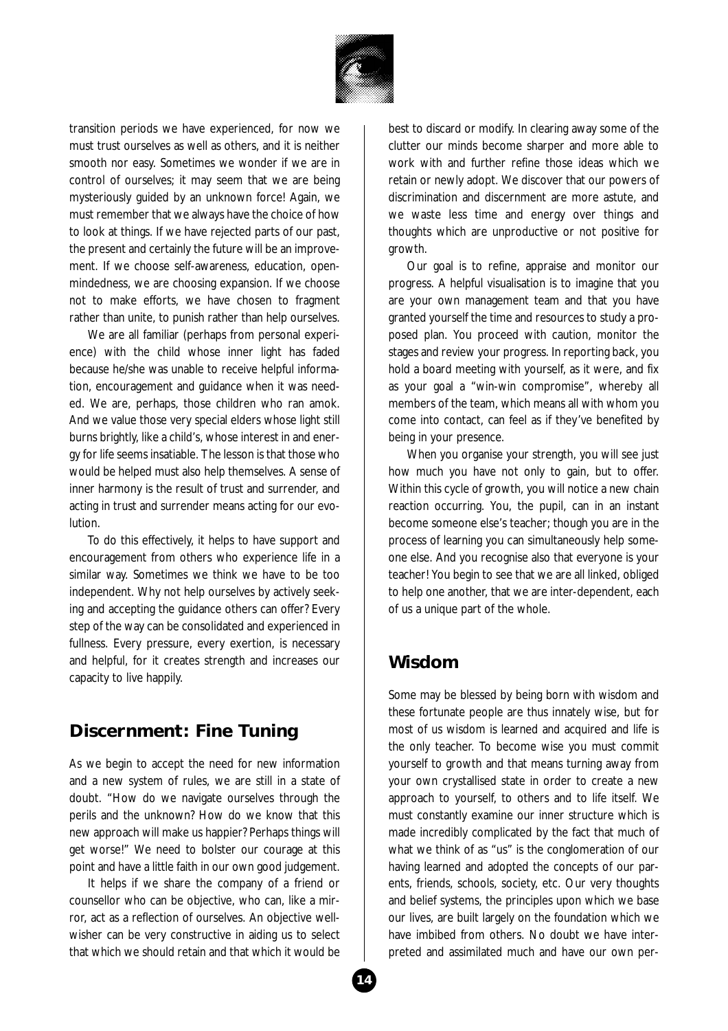transition periods we have experienced, for now we must trust ourselves as well as others, and it is neither smooth nor easy. Sometimes we wonder if we are in control of ourselves; it may seem that we are being mysteriously guided by an unknown force! Again, we must remember that we always have the choice of how to look at things. If we have rejected parts of our past, the present and certainly the future will be an improvement. If we choose self-awareness, education, open-mindedness, we are choosing expansion. If we choose not to make efforts, we have chosen to fragment rather than unite, to punish rather than help ourselves.

We are all familiar (perhaps from personal experience) with the child whose inner light has faded because he/she was unable to receive helpful information, encouragement and guidance when it was needed. We are, perhaps, those children who ran amok. And we value those very special elders whose light still burns brightly, like a child's, whose interest in and energy for life seems insatiable. The lesson is that those who would be helped must also help themselves. A sense of inner harmony is the result of trust and surrender, and acting in trust and surrender means acting for our evolution.

To do this effectively, it helps to have support and encouragement from others who experience life in a similar way. Sometimes we think we have to be too independent. Why not help ourselves by actively seeking and accepting the guidance others can offer? Every step of the way can be consolidated and experienced in fullness. Every pressure, every exertion, is necessary and helpful, for it creates strength and increases our capacity to live happily.

## Discernment: Fine Tuning

As we begin to accept the need for new information and a new system of rules, we are still in a state of doubt. "How do we navigate ourselves through the perils and the unknown? How do we know that this new approach will make us happier? Perhaps things will get worse!" We need to bolster our courage at this point and have a little faith in our own good judgement.

It helps if we share the company of a friend or counsellor who can be objective, who can, like a mirror, act as a reflection of ourselves. An objective well-wisher can be very constructive in aiding us to select that which we should retain and that which it would be best to discard or modify. In clearing away some of the clutter our minds become sharper and more able to work with and further refine those ideas which we retain or newly adopt. We discover that our powers of discrimination and discernment are more astute, and we waste less time and energy over things and thoughts which are unproductive or not positive for growth.

Our goal is to refine, appraise and monitor our progress. A helpful visualisation is to imagine that you are your own management team and that you have granted yourself the time and resources to study a proposed plan. You proceed with caution, monitor the stages and review your progress. In reporting back, you hold a board meeting with yourself, as it were, and fix as your goal a "win-win compromise", whereby all members of the team, which means all with whom you come into contact, can feel as if they've benefited by being in your presence.

When you organise your strength, you will see just how much you have not only to gain, but to offer. Within this cycle of growth, you will notice a new chain reaction occurring. You, the pupil, can in an instant become someone else's teacher; though you are in the process of learning you can simultaneously help someone else. And you recognise also that everyone is your teacher! You begin to see that we are all linked, obliged to help one another, that we are inter-dependent, each of us a unique part of the whole.

## Wisdom

Some may be blessed by being born with wisdom and these fortunate people are thus innately wise, but for most of us wisdom is learned and acquired and life is the only teacher. To become wise you must commit yourself to growth and that means turning away from your own crystallised state in order to create a new approach to yourself, to others and to life itself. We must constantly examine our inner structure which is made incredibly complicated by the fact that much of what we think of as "us" is the conglomeration of our having learned and adopted the concepts of our parents, friends, schools, society, etc. Our very thoughts and belief systems, the principles upon which we base our lives, are built largely on the foundation which we have imbibed from others. No doubt we have interpreted and assimilated much and have our own per-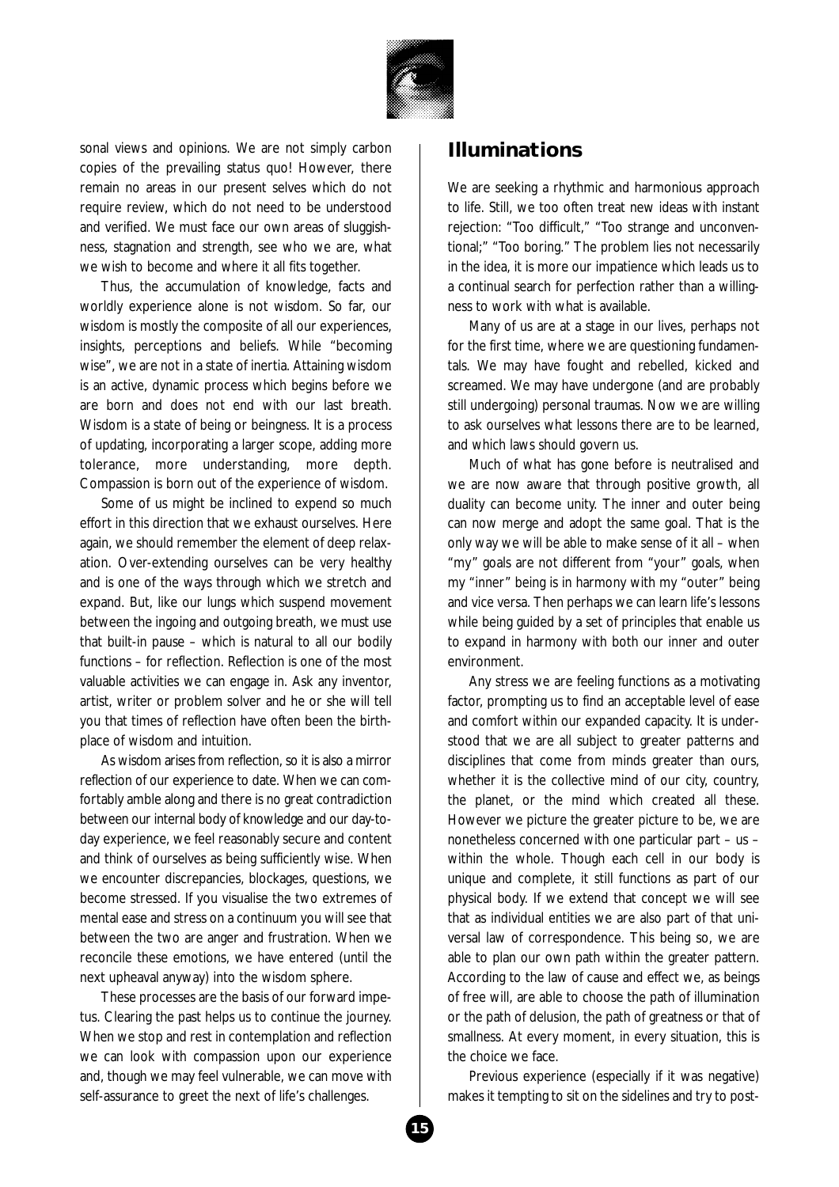sonal views and opinions. We are not simply carbon copies of the prevailing status quo! However, there remain no areas in our present selves which do not require review, which do not need to be understood and verified. We must face our own areas of sluggishness, stagnation and strength, see who we are, what we wish to become and where it all fits together.

Thus, the accumulation of knowledge, facts and worldly experience alone is not wisdom. So far, our wisdom is mostly the composite of all our experiences, insights, perceptions and beliefs. While "becoming wise", we are not in a state of inertia. Attaining wisdom is an active, dynamic process which begins before we are born and does not end with our last breath. Wisdom is a state of being or beingness. It is a process of updating, incorporating a larger scope, adding more tolerance, more understanding, more depth. Compassion is born out of the experience of wisdom.

Some of us might be inclined to expend so much effort in this direction that we exhaust ourselves. Here again, we should remember the element of deep relaxation. Over-extending ourselves can be very healthy and is one of the ways through which we stretch and expand. But, like our lungs which suspend movement between the ingoing and outgoing breath, we must use that built-in pause – which is natural to all our bodily functions – for reflection. Reflection is one of the most valuable activities we can engage in. Ask any inventor, artist, writer or problem solver and he or she will tell you that times of reflection have often been the birthplace of wisdom and intuition.

As wisdom arises from reflection, so it is also a mirror reflection of our experience to date. When we can comfortably amble along and there is no great contradiction between our internal body of knowledge and our day-to-day experience, we feel reasonably secure and content and think of ourselves as being sufficiently wise. When we encounter discrepancies, blockages, questions, we become stressed. If you visualise the two extremes of mental ease and stress on a continuum you will see that between the two are anger and frustration. When we reconcile these emotions, we have entered (until the next upheaval anyway) into the wisdom sphere.

These processes are the basis of our forward impetus. Clearing the past helps us to continue the journey. When we stop and rest in contemplation and reflection we can look with compassion upon our experience and, though we may feel vulnerable, we can move with self-assurance to greet the next of life's challenges.

## Illuminations

We are seeking a rhythmic and harmonious approach to life. Still, we too often treat new ideas with instant rejection: "Too difficult," "Too strange and unconventional;" "Too boring." The problem lies not necessarily in the idea, it is more our impatience which leads us to a continual search for perfection rather than a willingness to work with what is available.

Many of us are at a stage in our lives, perhaps not for the first time, where we are questioning fundamentals. We may have fought and rebelled, kicked and screamed. We may have undergone (and are probably still undergoing) personal traumas. Now we are willing to ask ourselves what lessons there are to be learned, and which laws should govern us.

Much of what has gone before is neutralised and we are now aware that through positive growth, all duality can become unity. The inner and outer being can now merge and adopt the same goal. That is the only way we will be able to make sense of it all – when "my" goals are not different from "your" goals, when my "inner" being is in harmony with my "outer" being and vice versa. Then perhaps we can learn life's lessons while being guided by a set of principles that enable us to expand in harmony with both our inner and outer environment.

Any stress we are feeling functions as a motivating factor, prompting us to find an acceptable level of ease and comfort within our expanded capacity. It is understood that we are all subject to greater patterns and disciplines that come from minds greater than ours, whether it is the collective mind of our city, country, the planet, or the mind which created all these. However we picture the greater picture to be, we are nonetheless concerned with one particular part – us – within the whole. Though each cell in our body is unique and complete, it still functions as part of our physical body. If we extend that concept we will see that as individual entities we are also part of that universal law of correspondence. This being so, we are able to plan our own path within the greater pattern. According to the law of cause and effect we, as beings of free will, are able to choose the path of illumination or the path of delusion, the path of greatness or that of smallness. At every moment, in every situation, this is the choice we face.

Previous experience (especially if it was negative) makes it tempting to sit on the sidelines and try to post-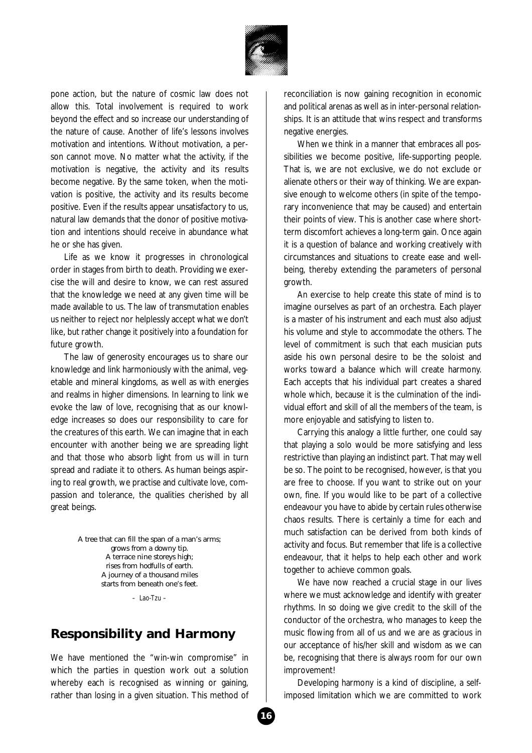pone action, but the nature of cosmic law does not allow this. Total involvement is required to work beyond the effect and so increase our understanding of the nature of cause. Another of life's lessons involves motivation and intentions. Without motivation, a person cannot move. No matter what the activity, if the motivation is negative, the activity and its results become negative. By the same token, when the motivation is positive, the activity and its results become positive. Even if the results appear unsatisfactory to us, natural law demands that the donor of positive motivation and intentions should receive in abundance what he or she has given.

Life as we know it progresses in chronological order in stages from birth to death. Providing we exercise the will and desire to know, we can rest assured that the knowledge we need at any given time will be made available to us. The law of transmutation enables us neither to reject nor helplessly accept what we don't like, but rather change it positively into a foundation for future growth.

The law of generosity encourages us to share our knowledge and link harmoniously with the animal, vegetable and mineral kingdoms, as well as with energies and realms in higher dimensions. In learning to link we evoke the law of love, recognising that as our knowledge increases so does our responsibility to care for the creatures of this earth. We can imagine that in each encounter with another being we are spreading light and that those who absorb light from us will in turn spread and radiate it to others. As human beings aspiring to real growth, we practise and cultivate love, compassion and tolerance, the qualities cherished by all great beings.

> A tree that can fill the span of a man's arms;
> grows from a downy tip.
> A terrace nine storeys high;
> rises from hodfulls of earth.
> A journey of a thousand miles
> starts from beneath one's feet.
>
> – *Lao-Tzu* –

## Responsibility and Harmony

We have mentioned the "win-win compromise" in which the parties in question work out a solution whereby each is recognised as winning or gaining, rather than losing in a given situation. This method of reconciliation is now gaining recognition in economic and political arenas as well as in inter-personal relationships. It is an attitude that wins respect and transforms negative energies.

When we think in a manner that embraces all possibilities we become positive, life-supporting people. That is, we are not exclusive, we do not exclude or alienate others or their way of thinking. We are expansive enough to welcome others (in spite of the temporary inconvenience that may be caused) and entertain their points of view. This is another case where short-term discomfort achieves a long-term gain. Once again it is a question of balance and working creatively with circumstances and situations to create ease and well-being, thereby extending the parameters of personal growth.

An exercise to help create this state of mind is to imagine ourselves as part of an orchestra. Each player is a master of his instrument and each must also adjust his volume and style to accommodate the others. The level of commitment is such that each musician puts aside his own personal desire to be the soloist and works toward a balance which will create harmony. Each accepts that his individual part creates a shared whole which, because it is the culmination of the individual effort and skill of all the members of the team, is more enjoyable and satisfying to listen to.

Carrying this analogy a little further, one could say that playing a solo would be more satisfying and less restrictive than playing an indistinct part. That may well be so. The point to be recognised, however, is that you are free to choose. If you want to strike out on your own, fine. If you would like to be part of a collective endeavour you have to abide by certain rules otherwise chaos results. There is certainly a time for each and much satisfaction can be derived from both kinds of activity and focus. But remember that life is a collective endeavour, that it helps to help each other and work together to achieve common goals.

We have now reached a crucial stage in our lives where we must acknowledge and identify with greater rhythms. In so doing we give credit to the skill of the conductor of the orchestra, who manages to keep the music flowing from all of us and we are as gracious in our acceptance of his/her skill and wisdom as we can be, recognising that there is always room for our own improvement!

Developing harmony is a kind of discipline, a self-imposed limitation which we are committed to work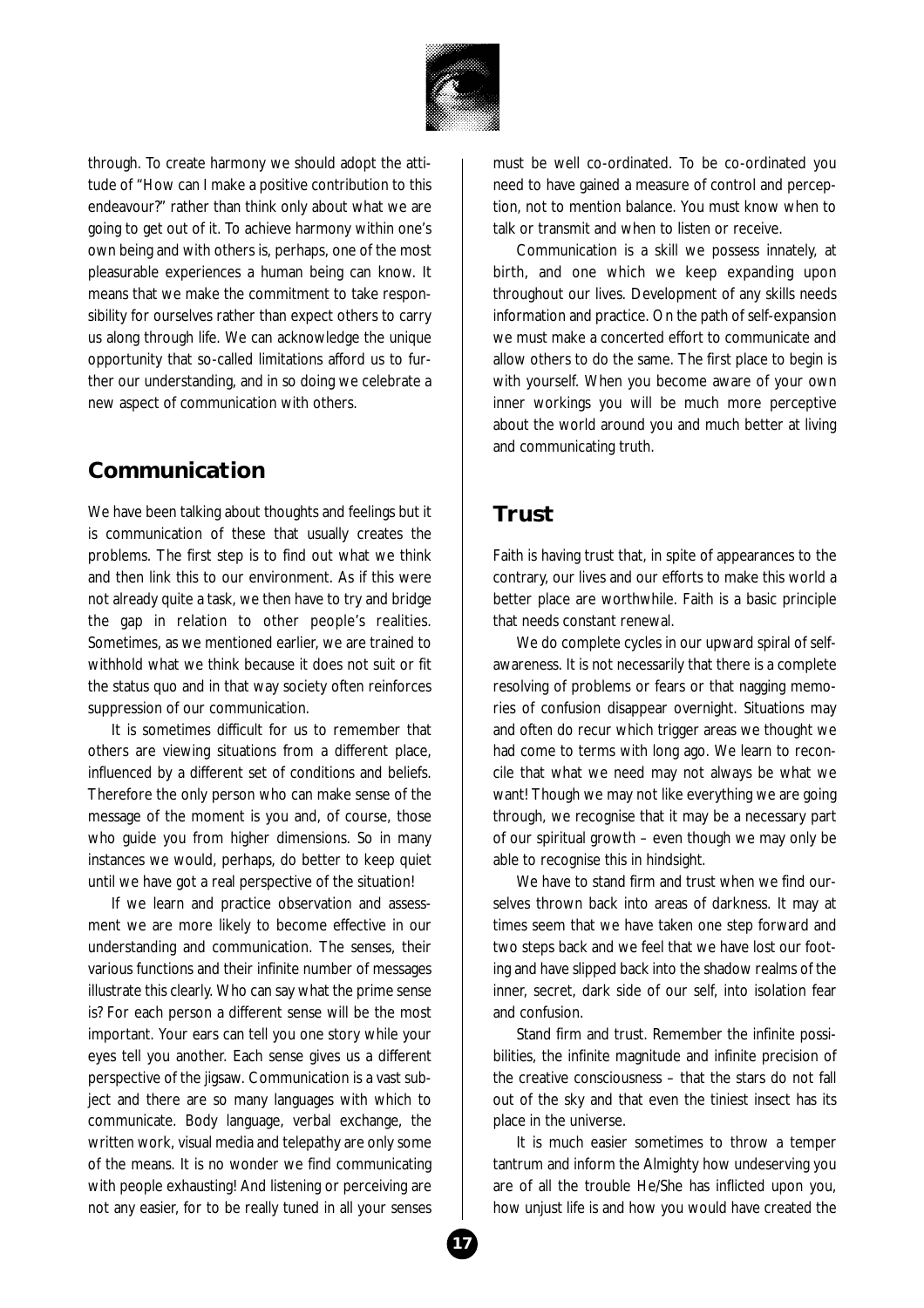through. To create harmony we should adopt the attitude of "How can I make a positive contribution to this endeavour?" rather than think only about what we are going to get out of it. To achieve harmony within one's own being and with others is, perhaps, one of the most pleasurable experiences a human being can know. It means that we make the commitment to take responsibility for ourselves rather than expect others to carry us along through life. We can acknowledge the unique opportunity that so-called limitations afford us to further our understanding, and in so doing we celebrate a new aspect of communication with others.

## Communication

We have been talking about thoughts and feelings but it is communication of these that usually creates the problems. The first step is to find out what we think and then link this to our environment. As if this were not already quite a task, we then have to try and bridge the gap in relation to other people's realities. Sometimes, as we mentioned earlier, we are trained to withhold what we think because it does not suit or fit the status quo and in that way society often reinforces suppression of our communication.

It is sometimes difficult for us to remember that others are viewing situations from a different place, influenced by a different set of conditions and beliefs. Therefore the only person who can make sense of the message of the moment is you and, of course, those who guide you from higher dimensions. So in many instances we would, perhaps, do better to keep quiet until we have got a real perspective of the situation!

If we learn and practice observation and assessment we are more likely to become effective in our understanding and communication. The senses, their various functions and their infinite number of messages illustrate this clearly. Who can say what the prime sense is? For each person a different sense will be the most important. Your ears can tell you one story while your eyes tell you another. Each sense gives us a different perspective of the jigsaw. Communication is a vast subject and there are so many languages with which to communicate. Body language, verbal exchange, the written work, visual media and telepathy are only some of the means. It is no wonder we find communicating with people exhausting! And listening or perceiving are not any easier, for to be really tuned in all your senses must be well co-ordinated. To be co-ordinated you need to have gained a measure of control and perception, not to mention balance. You must know when to talk or transmit and when to listen or receive.

Communication is a skill we possess innately, at birth, and one which we keep expanding upon throughout our lives. Development of any skills needs information and practice. On the path of self-expansion we must make a concerted effort to communicate and allow others to do the same. The first place to begin is with yourself. When you become aware of your own inner workings you will be much more perceptive about the world around you and much better at living and communicating truth.

## Trust

Faith is having trust that, in spite of appearances to the contrary, our lives and our efforts to make this world a better place are worthwhile. Faith is a basic principle that needs constant renewal.

We do complete cycles in our upward spiral of self-awareness. It is not necessarily that there is a complete resolving of problems or fears or that nagging memories of confusion disappear overnight. Situations may and often do recur which trigger areas we thought we had come to terms with long ago. We learn to reconcile that what we need may not always be what we want! Though we may not like everything we are going through, we recognise that it may be a necessary part of our spiritual growth – even though we may only be able to recognise this in hindsight.

We have to stand firm and trust when we find ourselves thrown back into areas of darkness. It may at times seem that we have taken one step forward and two steps back and we feel that we have lost our footing and have slipped back into the shadow realms of the inner, secret, dark side of our self, into isolation fear and confusion.

Stand firm and trust. Remember the infinite possibilities, the infinite magnitude and infinite precision of the creative consciousness – that the stars do not fall out of the sky and that even the tiniest insect has its place in the universe.

It is much easier sometimes to throw a temper tantrum and inform the Almighty how undeserving you are of all the trouble He/She has inflicted upon you, how unjust life is and how you would have created the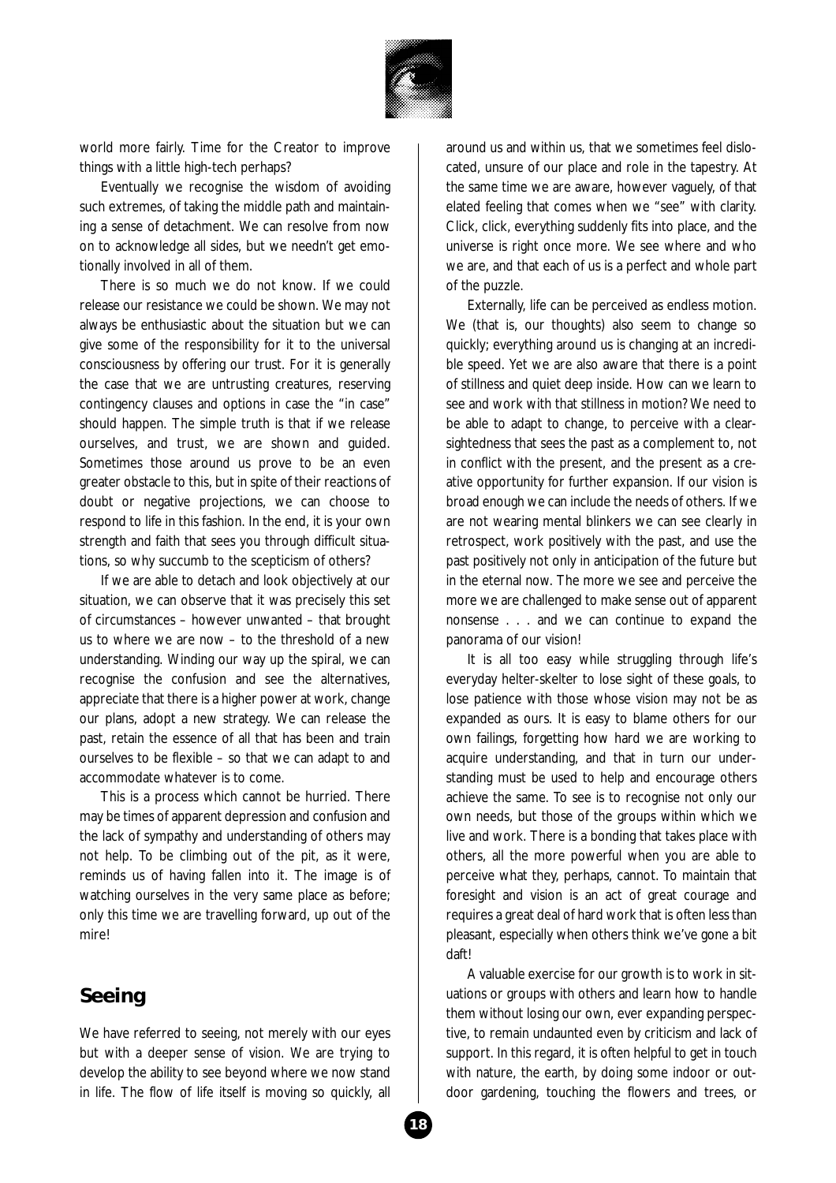world more fairly. Time for the Creator to improve things with a little high-tech perhaps?

Eventually we recognise the wisdom of avoiding such extremes, of taking the middle path and maintaining a sense of detachment. We can resolve from now on to acknowledge all sides, but we needn't get emotionally involved in all of them.

There is so much we do not know. If we could release our resistance we could be shown. We may not always be enthusiastic about the situation but we can give some of the responsibility for it to the universal consciousness by offering our trust. For it is generally the case that we are untrusting creatures, reserving contingency clauses and options in case the "in case" should happen. The simple truth is that if we release ourselves, and trust, we are shown and guided. Sometimes those around us prove to be an even greater obstacle to this, but in spite of their reactions of doubt or negative projections, we can choose to respond to life in this fashion. In the end, it is your own strength and faith that sees you through difficult situations, so why succumb to the scepticism of others?

If we are able to detach and look objectively at our situation, we can observe that it was precisely this set of circumstances – however unwanted – that brought us to where we are now – to the threshold of a new understanding. Winding our way up the spiral, we can recognise the confusion and see the alternatives, appreciate that there is a higher power at work, change our plans, adopt a new strategy. We can release the past, retain the essence of all that has been and train ourselves to be flexible – so that we can adapt to and accommodate whatever is to come.

This is a process which cannot be hurried. There may be times of apparent depression and confusion and the lack of sympathy and understanding of others may not help. To be climbing out of the pit, as it were, reminds us of having fallen into it. The image is of watching ourselves in the very same place as before; only this time we are travelling forward, up out of the mire!

## Seeing

We have referred to seeing, not merely with our eyes but with a deeper sense of vision. We are trying to develop the ability to see beyond where we now stand in life. The flow of life itself is moving so quickly, all around us and within us, that we sometimes feel dislocated, unsure of our place and role in the tapestry. At the same time we are aware, however vaguely, of that elated feeling that comes when we "see" with clarity. Click, click, everything suddenly fits into place, and the universe is right once more. We see where and who we are, and that each of us is a perfect and whole part of the puzzle.

Externally, life can be perceived as endless motion. We (that is, our thoughts) also seem to change so quickly; everything around us is changing at an incredible speed. Yet we are also aware that there is a point of stillness and quiet deep inside. How can we learn to see and work with that stillness in motion? We need to be able to adapt to change, to perceive with a clear-sightedness that sees the past as a complement to, not in conflict with the present, and the present as a creative opportunity for further expansion. If our vision is broad enough we can include the needs of others. If we are not wearing mental blinkers we can see clearly in retrospect, work positively with the past, and use the past positively not only in anticipation of the future but in the eternal now. The more we see and perceive the more we are challenged to make sense out of apparent nonsense . . . and we can continue to expand the panorama of our vision!

It is all too easy while struggling through life's everyday helter-skelter to lose sight of these goals, to lose patience with those whose vision may not be as expanded as ours. It is easy to blame others for our own failings, forgetting how hard we are working to acquire understanding, and that in turn our understanding must be used to help and encourage others achieve the same. To see is to recognise not only our own needs, but those of the groups within which we live and work. There is a bonding that takes place with others, all the more powerful when you are able to perceive what they, perhaps, cannot. To maintain that foresight and vision is an act of great courage and requires a great deal of hard work that is often less than pleasant, especially when others think we've gone a bit daft!

A valuable exercise for our growth is to work in situations or groups with others and learn how to handle them without losing our own, ever expanding perspective, to remain undaunted even by criticism and lack of support. In this regard, it is often helpful to get in touch with nature, the earth, by doing some indoor or outdoor gardening, touching the flowers and trees, or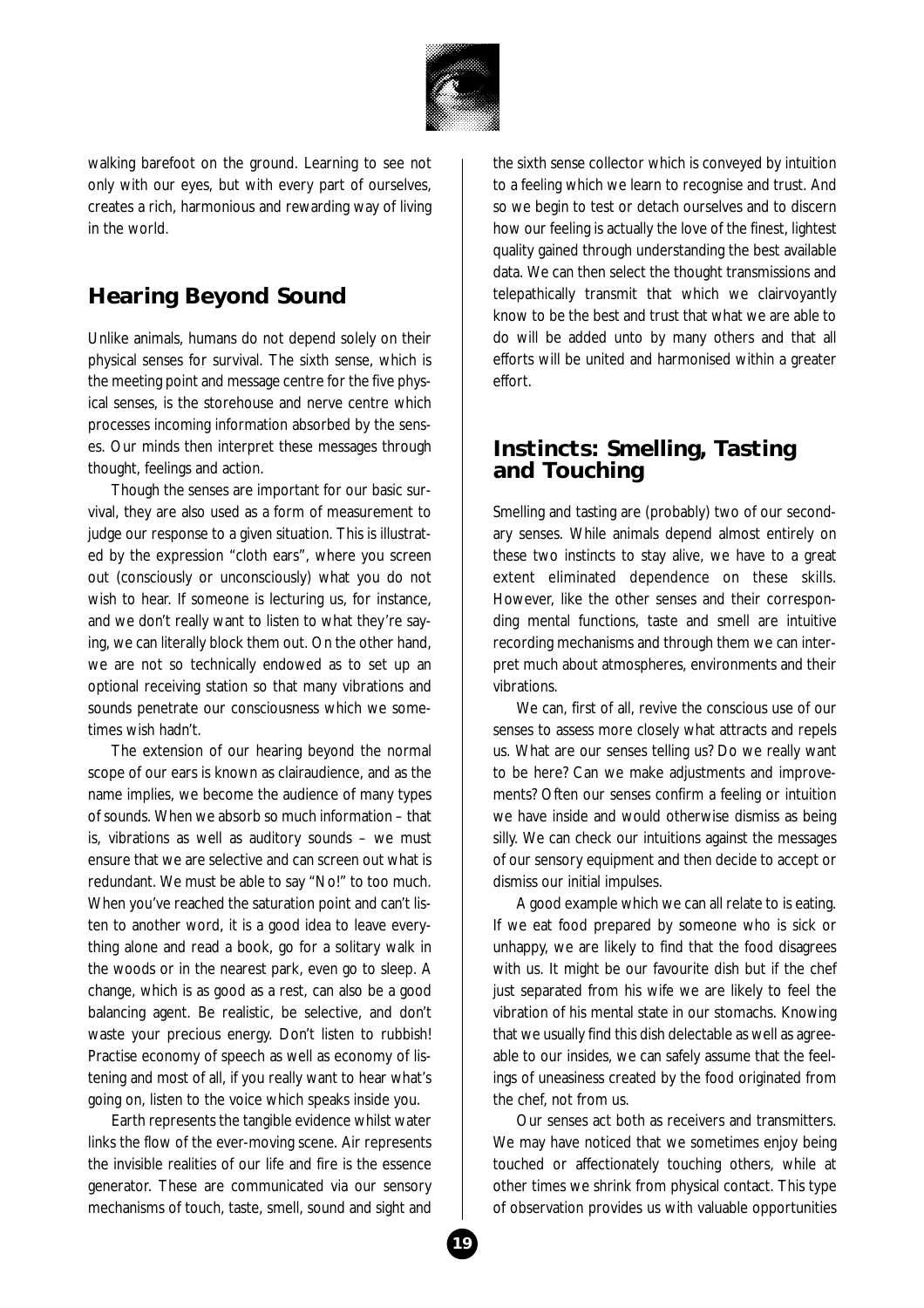walking barefoot on the ground. Learning to see not only with our eyes, but with every part of ourselves, creates a rich, harmonious and rewarding way of living in the world.

## Hearing Beyond Sound

Unlike animals, humans do not depend solely on their physical senses for survival. The sixth sense, which is the meeting point and message centre for the five physical senses, is the storehouse and nerve centre which processes incoming information absorbed by the senses. Our minds then interpret these messages through thought, feelings and action.

Though the senses are important for our basic survival, they are also used as a form of measurement to judge our response to a given situation. This is illustrated by the expression "cloth ears", where you screen out (consciously or unconsciously) what you do not wish to hear. If someone is lecturing us, for instance, and we don't really want to listen to what they're saying, we can literally block them out. On the other hand, we are not so technically endowed as to set up an optional receiving station so that many vibrations and sounds penetrate our consciousness which we sometimes wish hadn't.

The extension of our hearing beyond the normal scope of our ears is known as clairaudience, and as the name implies, we become the audience of many types of sounds. When we absorb so much information – that is, vibrations as well as auditory sounds – we must ensure that we are selective and can screen out what is redundant. We must be able to say "No!" to too much. When you've reached the saturation point and can't listen to another word, it is a good idea to leave everything alone and read a book, go for a solitary walk in the woods or in the nearest park, even go to sleep. A change, which is as good as a rest, can also be a good balancing agent. Be realistic, be selective, and don't waste your precious energy. Don't listen to rubbish! Practise economy of speech as well as economy of listening and most of all, if you really want to hear what's going on, listen to the voice which speaks inside you.

Earth represents the tangible evidence whilst water links the flow of the ever-moving scene. Air represents the invisible realities of our life and fire is the essence generator. These are communicated via our sensory mechanisms of touch, taste, smell, sound and sight and the sixth sense collector which is conveyed by intuition to a feeling which we learn to recognise and trust. And so we begin to test or detach ourselves and to discern how our feeling is actually the love of the finest, lightest quality gained through understanding the best available data. We can then select the thought transmissions and telepathically transmit that which we clairvoyantly know to be the best and trust that what we are able to do will be added unto by many others and that all efforts will be united and harmonised within a greater effort.

## Instincts: Smelling, Tasting and Touching

Smelling and tasting are (probably) two of our secondary senses. While animals depend almost entirely on these two instincts to stay alive, we have to a great extent eliminated dependence on these skills. However, like the other senses and their corresponding mental functions, taste and smell are intuitive recording mechanisms and through them we can interpret much about atmospheres, environments and their vibrations.

We can, first of all, revive the conscious use of our senses to assess more closely what attracts and repels us. What are our senses telling us? Do we really want to be here? Can we make adjustments and improvements? Often our senses confirm a feeling or intuition we have inside and would otherwise dismiss as being silly. We can check our intuitions against the messages of our sensory equipment and then decide to accept or dismiss our initial impulses.

A good example which we can all relate to is eating. If we eat food prepared by someone who is sick or unhappy, we are likely to find that the food disagrees with us. It might be our favourite dish but if the chef just separated from his wife we are likely to feel the vibration of his mental state in our stomachs. Knowing that we usually find this dish delectable as well as agreeable to our insides, we can safely assume that the feelings of uneasiness created by the food originated from the chef, not from us.

Our senses act both as receivers and transmitters. We may have noticed that we sometimes enjoy being touched or affectionately touching others, while at other times we shrink from physical contact. This type of observation provides us with valuable opportunities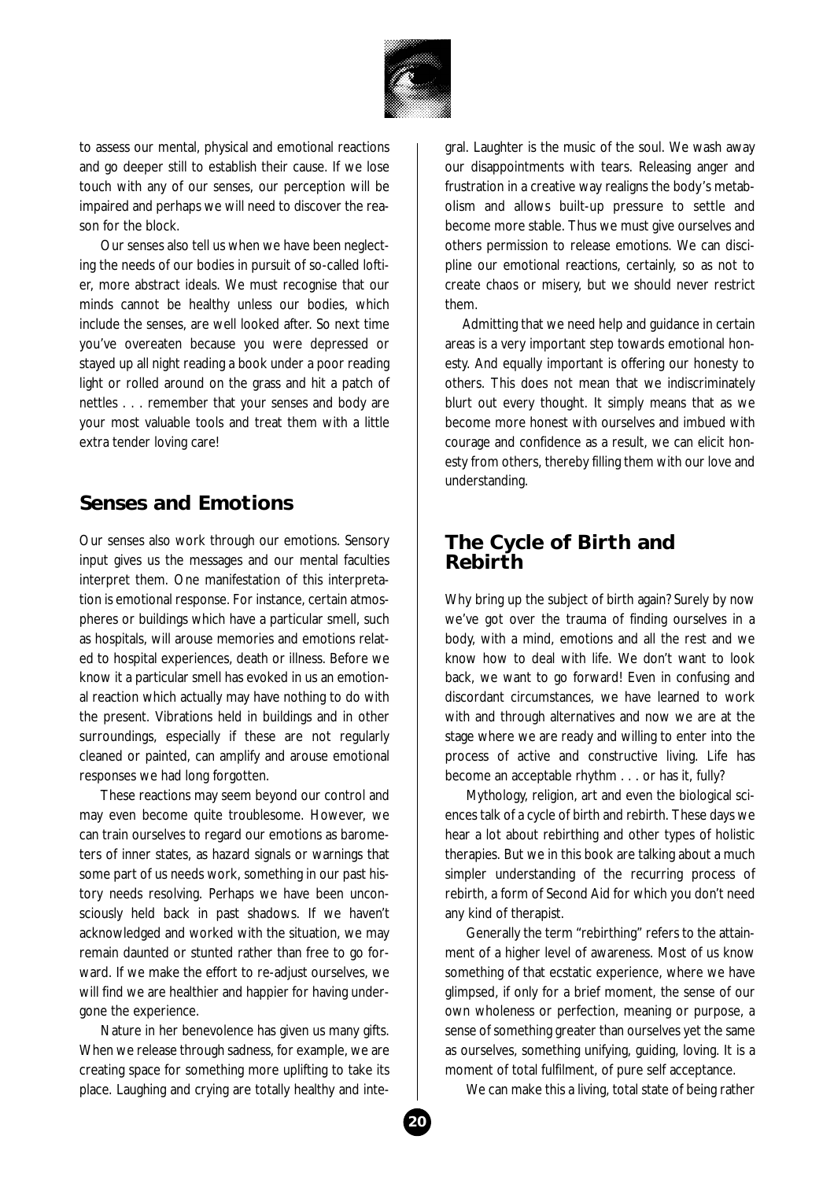to assess our mental, physical and emotional reactions and go deeper still to establish their cause. If we lose touch with any of our senses, our perception will be impaired and perhaps we will need to discover the reason for the block.

Our senses also tell us when we have been neglecting the needs of our bodies in pursuit of so-called loftier, more abstract ideals. We must recognise that our minds cannot be healthy unless our bodies, which include the senses, are well looked after. So next time you've overeaten because you were depressed or stayed up all night reading a book under a poor reading light or rolled around on the grass and hit a patch of nettles . . . remember that your senses and body are your most valuable tools and treat them with a little extra tender loving care!

## Senses and Emotions

Our senses also work through our emotions. Sensory input gives us the messages and our mental faculties interpret them. One manifestation of this interpretation is emotional response. For instance, certain atmospheres or buildings which have a particular smell, such as hospitals, will arouse memories and emotions related to hospital experiences, death or illness. Before we know it a particular smell has evoked in us an emotional reaction which actually may have nothing to do with the present. Vibrations held in buildings and in other surroundings, especially if these are not regularly cleaned or painted, can amplify and arouse emotional responses we had long forgotten.

These reactions may seem beyond our control and may even become quite troublesome. However, we can train ourselves to regard our emotions as barometers of inner states, as hazard signals or warnings that some part of us needs work, something in our past history needs resolving. Perhaps we have been unconsciously held back in past shadows. If we haven't acknowledged and worked with the situation, we may remain daunted or stunted rather than free to go forward. If we make the effort to re-adjust ourselves, we will find we are healthier and happier for having undergone the experience.

Nature in her benevolence has given us many gifts. When we release through sadness, for example, we are creating space for something more uplifting to take its place. Laughing and crying are totally healthy and integral. Laughter is the music of the soul. We wash away our disappointments with tears. Releasing anger and frustration in a creative way realigns the body's metabolism and allows built-up pressure to settle and become more stable. Thus we must give ourselves and others permission to release emotions. We can discipline our emotional reactions, certainly, so as not to create chaos or misery, but we should never restrict them.

Admitting that we need help and guidance in certain areas is a very important step towards emotional honesty. And equally important is offering our honesty to others. This does not mean that we indiscriminately blurt out every thought. It simply means that as we become more honest with ourselves and imbued with courage and confidence as a result, we can elicit honesty from others, thereby filling them with our love and understanding.

## The Cycle of Birth and Rebirth

Why bring up the subject of birth again? Surely by now we've got over the trauma of finding ourselves in a body, with a mind, emotions and all the rest and we know how to deal with life. We don't want to look back, we want to go forward! Even in confusing and discordant circumstances, we have learned to work with and through alternatives and now we are at the stage where we are ready and willing to enter into the process of active and constructive living. Life has become an acceptable rhythm . . . or has it, fully?

Mythology, religion, art and even the biological sciences talk of a cycle of birth and rebirth. These days we hear a lot about rebirthing and other types of holistic therapies. But we in this book are talking about a much simpler understanding of the recurring process of rebirth, a form of Second Aid for which you don't need any kind of therapist.

Generally the term "rebirthing" refers to the attainment of a higher level of awareness. Most of us know something of that ecstatic experience, where we have glimpsed, if only for a brief moment, the sense of our own wholeness or perfection, meaning or purpose, a sense of something greater than ourselves yet the same as ourselves, something unifying, guiding, loving. It is a moment of total fulfilment, of pure self acceptance.

We can make this a living, total state of being rather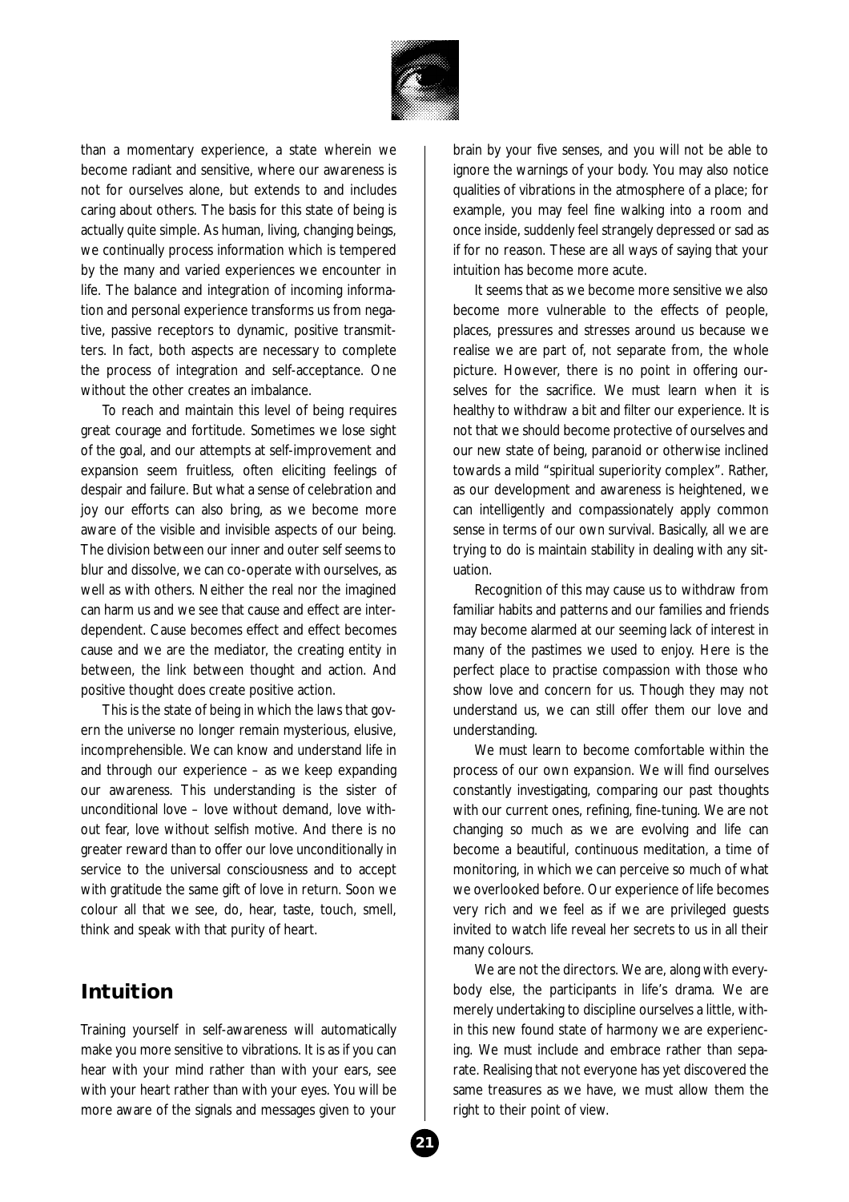than a momentary experience, a state wherein we become radiant and sensitive, where our awareness is not for ourselves alone, but extends to and includes caring about others. The basis for this state of being is actually quite simple. As human, living, changing beings, we continually process information which is tempered by the many and varied experiences we encounter in life. The balance and integration of incoming information and personal experience transforms us from negative, passive receptors to dynamic, positive transmitters. In fact, both aspects are necessary to complete the process of integration and self-acceptance. One without the other creates an imbalance.

To reach and maintain this level of being requires great courage and fortitude. Sometimes we lose sight of the goal, and our attempts at self-improvement and expansion seem fruitless, often eliciting feelings of despair and failure. But what a sense of celebration and joy our efforts can also bring, as we become more aware of the visible and invisible aspects of our being. The division between our inner and outer self seems to blur and dissolve, we can co-operate with ourselves, as well as with others. Neither the real nor the imagined can harm us and we see that cause and effect are interdependent. Cause becomes effect and effect becomes cause and we are the mediator, the creating entity in between, the link between thought and action. And positive thought does create positive action.

This is the state of being in which the laws that govern the universe no longer remain mysterious, elusive, incomprehensible. We can know and understand life in and through our experience – as we keep expanding our awareness. This understanding is the sister of unconditional love – love without demand, love without fear, love without selfish motive. And there is no greater reward than to offer our love unconditionally in service to the universal consciousness and to accept with gratitude the same gift of love in return. Soon we colour all that we see, do, hear, taste, touch, smell, think and speak with that purity of heart.

## Intuition

Training yourself in self-awareness will automatically make you more sensitive to vibrations. It is as if you can hear with your mind rather than with your ears, see with your heart rather than with your eyes. You will be more aware of the signals and messages given to your brain by your five senses, and you will not be able to ignore the warnings of your body. You may also notice qualities of vibrations in the atmosphere of a place; for example, you may feel fine walking into a room and once inside, suddenly feel strangely depressed or sad as if for no reason. These are all ways of saying that your intuition has become more acute.

It seems that as we become more sensitive we also become more vulnerable to the effects of people, places, pressures and stresses around us because we realise we are part of, not separate from, the whole picture. However, there is no point in offering ourselves for the sacrifice. We must learn when it is healthy to withdraw a bit and filter our experience. It is not that we should become protective of ourselves and our new state of being, paranoid or otherwise inclined towards a mild "spiritual superiority complex". Rather, as our development and awareness is heightened, we can intelligently and compassionately apply common sense in terms of our own survival. Basically, all we are trying to do is maintain stability in dealing with any situation.

Recognition of this may cause us to withdraw from familiar habits and patterns and our families and friends may become alarmed at our seeming lack of interest in many of the pastimes we used to enjoy. Here is the perfect place to practise compassion with those who show love and concern for us. Though they may not understand us, we can still offer them our love and understanding.

We must learn to become comfortable within the process of our own expansion. We will find ourselves constantly investigating, comparing our past thoughts with our current ones, refining, fine-tuning. We are not changing so much as we are evolving and life can become a beautiful, continuous meditation, a time of monitoring, in which we can perceive so much of what we overlooked before. Our experience of life becomes very rich and we feel as if we are privileged guests invited to watch life reveal her secrets to us in all their many colours.

We are not the directors. We are, along with everybody else, the participants in life's drama. We are merely undertaking to discipline ourselves a little, within this new found state of harmony we are experiencing. We must include and embrace rather than separate. Realising that not everyone has yet discovered the same treasures as we have, we must allow them the right to their point of view.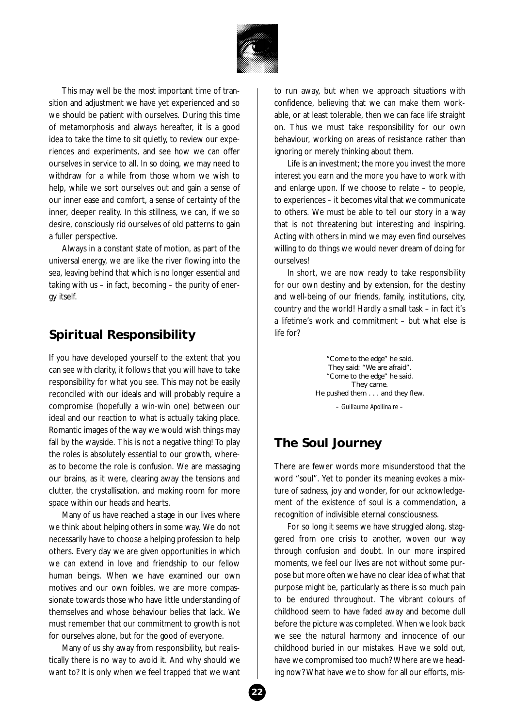This may well be the most important time of transition and adjustment we have yet experienced and so we should be patient with ourselves. During this time of metamorphosis and always hereafter, it is a good idea to take the time to sit quietly, to review our experiences and experiments, and see how we can offer ourselves in service to all. In so doing, we may need to withdraw for a while from those whom we wish to help, while we sort ourselves out and gain a sense of our inner ease and comfort, a sense of certainty of the inner, deeper reality. In this stillness, we can, if we so desire, consciously rid ourselves of old patterns to gain a fuller perspective.

Always in a constant state of motion, as part of the universal energy, we are like the river flowing into the sea, leaving behind that which is no longer essential and taking with us – in fact, becoming – the purity of energy itself.

## Spiritual Responsibility

If you have developed yourself to the extent that you can see with clarity, it follows that you will have to take responsibility for what you see. This may not be easily reconciled with our ideals and will probably require a compromise (hopefully a win-win one) between our ideal and our reaction to what is actually taking place. Romantic images of the way we would wish things may fall by the wayside. This is not a negative thing! To play the roles is absolutely essential to our growth, whereas to become the role is confusion. We are massaging our brains, as it were, clearing away the tensions and clutter, the crystallisation, and making room for more space within our heads and hearts.

Many of us have reached a stage in our lives where we think about helping others in some way. We do not necessarily have to choose a helping profession to help others. Every day we are given opportunities in which we can extend in love and friendship to our fellow human beings. When we have examined our own motives and our own foibles, we are more compassionate towards those who have little understanding of themselves and whose behaviour belies that lack. We must remember that our commitment to growth is not for ourselves alone, but for the good of everyone.

Many of us shy away from responsibility, but realistically there is no way to avoid it. And why should we want to? It is only when we feel trapped that we want to run away, but when we approach situations with confidence, believing that we can make them workable, or at least tolerable, then we can face life straight on. Thus we must take responsibility for our own behaviour, working on areas of resistance rather than ignoring or merely thinking about them.

Life is an investment; the more you invest the more interest you earn and the more you have to work with and enlarge upon. If we choose to relate – to people, to experiences – it becomes vital that we communicate to others. We must be able to tell our story in a way that is not threatening but interesting and inspiring. Acting with others in mind we may even find ourselves willing to do things we would never dream of doing for ourselves!

In short, we are now ready to take responsibility for our own destiny and by extension, for the destiny and well-being of our friends, family, institutions, city, country and the world! Hardly a small task – in fact it's a lifetime's work and commitment – but what else is life for?

> "Come to the edge" he said.
> They said: "We are afraid".
> "Come to the edge" he said.
> They came.
> He pushed them . . . and they flew.
>
> – *Guillaume Apollinaire* –

## The Soul Journey

There are fewer words more misunderstood that the word "soul". Yet to ponder its meaning evokes a mixture of sadness, joy and wonder, for our acknowledgement of the existence of soul is a commendation, a recognition of indivisible eternal consciousness.

For so long it seems we have struggled along, staggered from one crisis to another, woven our way through confusion and doubt. In our more inspired moments, we feel our lives are not without some purpose but more often we have no clear idea of what that purpose might be, particularly as there is so much pain to be endured throughout. The vibrant colours of childhood seem to have faded away and become dull before the picture was completed. When we look back we see the natural harmony and innocence of our childhood buried in our mistakes. Have we sold out, have we compromised too much? Where are we heading now? What have we to show for all our efforts, mis-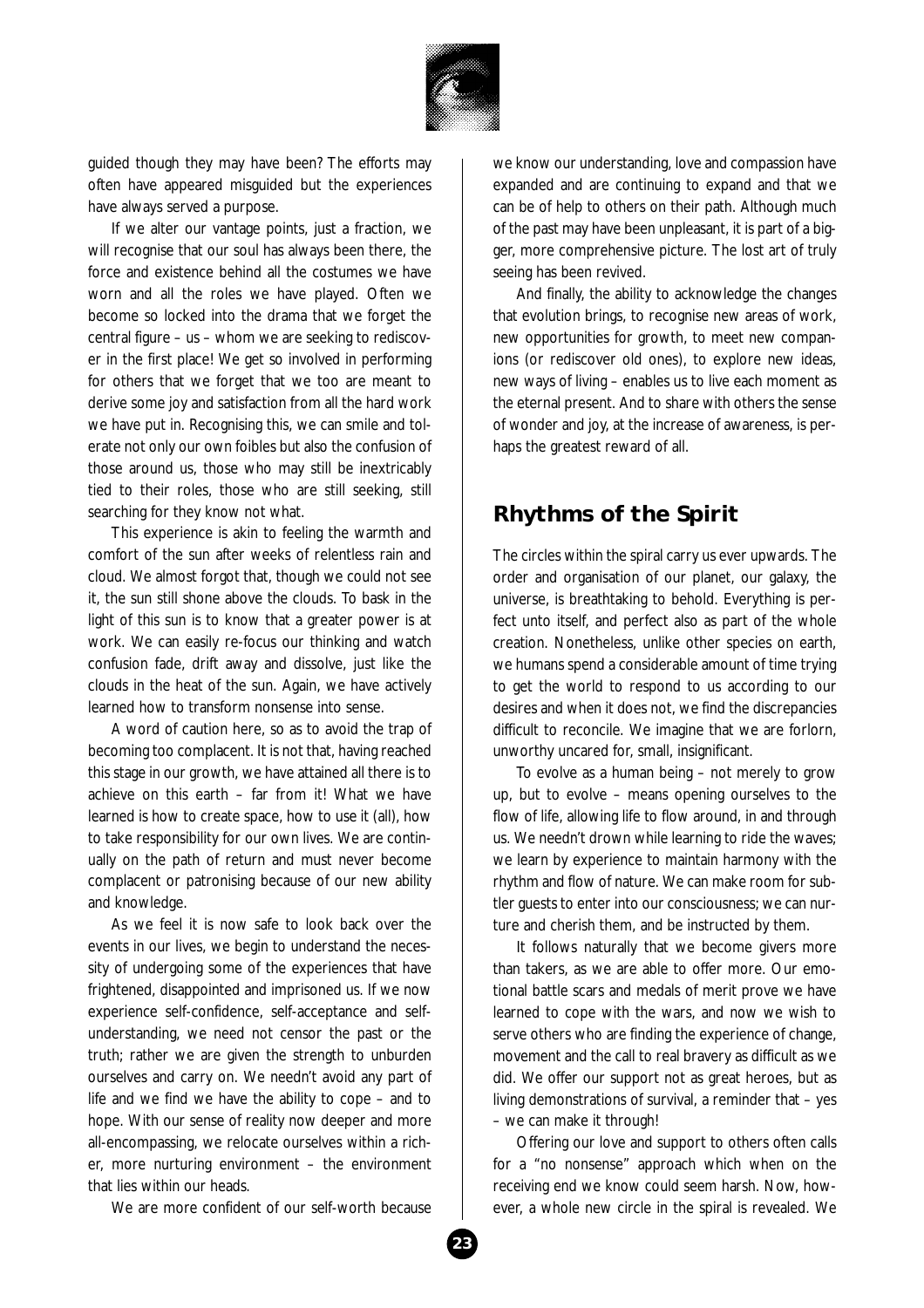guided though they may have been? The efforts may often have appeared misguided but the experiences have always served a purpose.

If we alter our vantage points, just a fraction, we will recognise that our soul has always been there, the force and existence behind all the costumes we have worn and all the roles we have played. Often we become so locked into the drama that we forget the central figure – us – whom we are seeking to rediscover in the first place! We get so involved in performing for others that we forget that we too are meant to derive some joy and satisfaction from all the hard work we have put in. Recognising this, we can smile and tolerate not only our own foibles but also the confusion of those around us, those who may still be inextricably tied to their roles, those who are still seeking, still searching for they know not what.

This experience is akin to feeling the warmth and comfort of the sun after weeks of relentless rain and cloud. We almost forgot that, though we could not see it, the sun still shone above the clouds. To bask in the light of this sun is to know that a greater power is at work. We can easily re-focus our thinking and watch confusion fade, drift away and dissolve, just like the clouds in the heat of the sun. Again, we have actively learned how to transform nonsense into sense.

A word of caution here, so as to avoid the trap of becoming too complacent. It is not that, having reached this stage in our growth, we have attained all there is to achieve on this earth – far from it! What we have learned is how to create space, how to use it (all), how to take responsibility for our own lives. We are continually on the path of return and must never become complacent or patronising because of our new ability and knowledge.

As we feel it is now safe to look back over the events in our lives, we begin to understand the necessity of undergoing some of the experiences that have frightened, disappointed and imprisoned us. If we now experience self-confidence, self-acceptance and self-understanding, we need not censor the past or the truth; rather we are given the strength to unburden ourselves and carry on. We needn't avoid any part of life and we find we have the ability to cope – and to hope. With our sense of reality now deeper and more all-encompassing, we relocate ourselves within a richer, more nurturing environment – the environment that lies within our heads.

We are more confident of our self-worth because we know our understanding, love and compassion have expanded and are continuing to expand and that we can be of help to others on their path. Although much of the past may have been unpleasant, it is part of a bigger, more comprehensive picture. The lost art of truly seeing has been revived.

And finally, the ability to acknowledge the changes that evolution brings, to recognise new areas of work, new opportunities for growth, to meet new companions (or rediscover old ones), to explore new ideas, new ways of living – enables us to live each moment as the eternal present. And to share with others the sense of wonder and joy, at the increase of awareness, is perhaps the greatest reward of all.

## Rhythms of the Spirit

The circles within the spiral carry us ever upwards. The order and organisation of our planet, our galaxy, the universe, is breathtaking to behold. Everything is perfect unto itself, and perfect also as part of the whole creation. Nonetheless, unlike other species on earth, we humans spend a considerable amount of time trying to get the world to respond to us according to our desires and when it does not, we find the discrepancies difficult to reconcile. We imagine that we are forlorn, unworthy uncared for, small, insignificant.

To evolve as a human being – not merely to grow up, but to evolve – means opening ourselves to the flow of life, allowing life to flow around, in and through us. We needn't drown while learning to ride the waves; we learn by experience to maintain harmony with the rhythm and flow of nature. We can make room for subtler guests to enter into our consciousness; we can nurture and cherish them, and be instructed by them.

It follows naturally that we become givers more than takers, as we are able to offer more. Our emotional battle scars and medals of merit prove we have learned to cope with the wars, and now we wish to serve others who are finding the experience of change, movement and the call to real bravery as difficult as we did. We offer our support not as great heroes, but as living demonstrations of survival, a reminder that – yes – we can make it through!

Offering our love and support to others often calls for a "no nonsense" approach which when on the receiving end we know could seem harsh. Now, however, a whole new circle in the spiral is revealed. We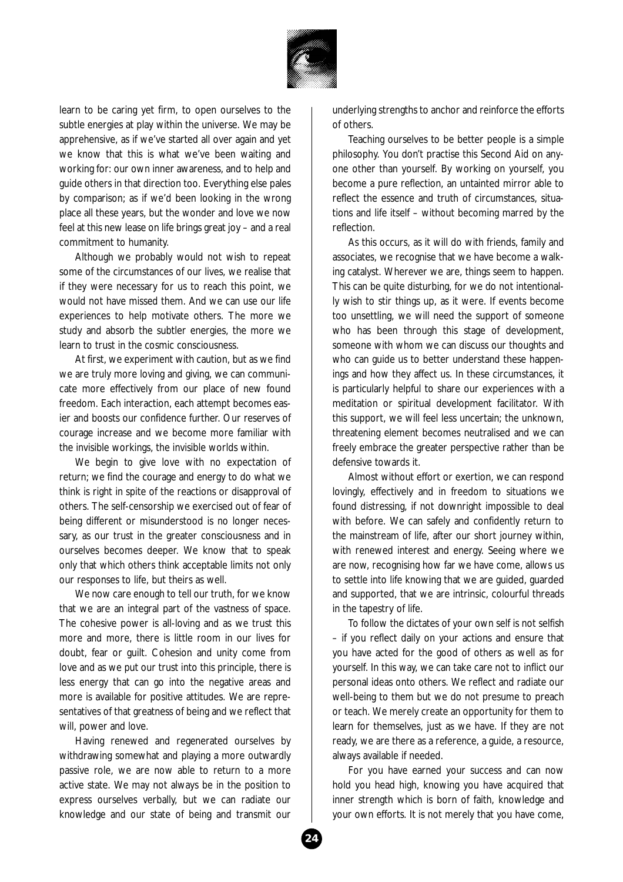learn to be caring yet firm, to open ourselves to the subtle energies at play within the universe. We may be apprehensive, as if we've started all over again and yet we know that this is what we've been waiting and working for: our own inner awareness, and to help and guide others in that direction too. Everything else pales by comparison; as if we'd been looking in the wrong place all these years, but the wonder and love we now feel at this new lease on life brings great joy – and a real commitment to humanity.

Although we probably would not wish to repeat some of the circumstances of our lives, we realise that if they were necessary for us to reach this point, we would not have missed them. And we can use our life experiences to help motivate others. The more we study and absorb the subtler energies, the more we learn to trust in the cosmic consciousness.

At first, we experiment with caution, but as we find we are truly more loving and giving, we can communicate more effectively from our place of new found freedom. Each interaction, each attempt becomes easier and boosts our confidence further. Our reserves of courage increase and we become more familiar with the invisible workings, the invisible worlds within.

We begin to give love with no expectation of return; we find the courage and energy to do what we think is right in spite of the reactions or disapproval of others. The self-censorship we exercised out of fear of being different or misunderstood is no longer necessary, as our trust in the greater consciousness and in ourselves becomes deeper. We know that to speak only that which others think acceptable limits not only our responses to life, but theirs as well.

We now care enough to tell our truth, for we know that we are an integral part of the vastness of space. The cohesive power is all-loving and as we trust this more and more, there is little room in our lives for doubt, fear or guilt. Cohesion and unity come from love and as we put our trust into this principle, there is less energy that can go into the negative areas and more is available for positive attitudes. We are representatives of that greatness of being and we reflect that will, power and love.

Having renewed and regenerated ourselves by withdrawing somewhat and playing a more outwardly passive role, we are now able to return to a more active state. We may not always be in the position to express ourselves verbally, but we can radiate our knowledge and our state of being and transmit our underlying strengths to anchor and reinforce the efforts of others.

Teaching ourselves to be better people is a simple philosophy. You don't practise this Second Aid on anyone other than yourself. By working on yourself, you become a pure reflection, an untainted mirror able to reflect the essence and truth of circumstances, situations and life itself – without becoming marred by the reflection.

As this occurs, as it will do with friends, family and associates, we recognise that we have become a walking catalyst. Wherever we are, things seem to happen. This can be quite disturbing, for we do not intentionally wish to stir things up, as it were. If events become too unsettling, we will need the support of someone who has been through this stage of development, someone with whom we can discuss our thoughts and who can guide us to better understand these happenings and how they affect us. In these circumstances, it is particularly helpful to share our experiences with a meditation or spiritual development facilitator. With this support, we will feel less uncertain; the unknown, threatening element becomes neutralised and we can freely embrace the greater perspective rather than be defensive towards it.

Almost without effort or exertion, we can respond lovingly, effectively and in freedom to situations we found distressing, if not downright impossible to deal with before. We can safely and confidently return to the mainstream of life, after our short journey within, with renewed interest and energy. Seeing where we are now, recognising how far we have come, allows us to settle into life knowing that we are guided, guarded and supported, that we are intrinsic, colourful threads in the tapestry of life.

To follow the dictates of your own self is not selfish – if you reflect daily on your actions and ensure that you have acted for the good of others as well as for yourself. In this way, we can take care not to inflict our personal ideas onto others. We reflect and radiate our well-being to them but we do not presume to preach or teach. We merely create an opportunity for them to learn for themselves, just as we have. If they are not ready, we are there as a reference, a guide, a resource, always available if needed.

For you have earned your success and can now hold you head high, knowing you have acquired that inner strength which is born of faith, knowledge and your own efforts. It is not merely that you have come,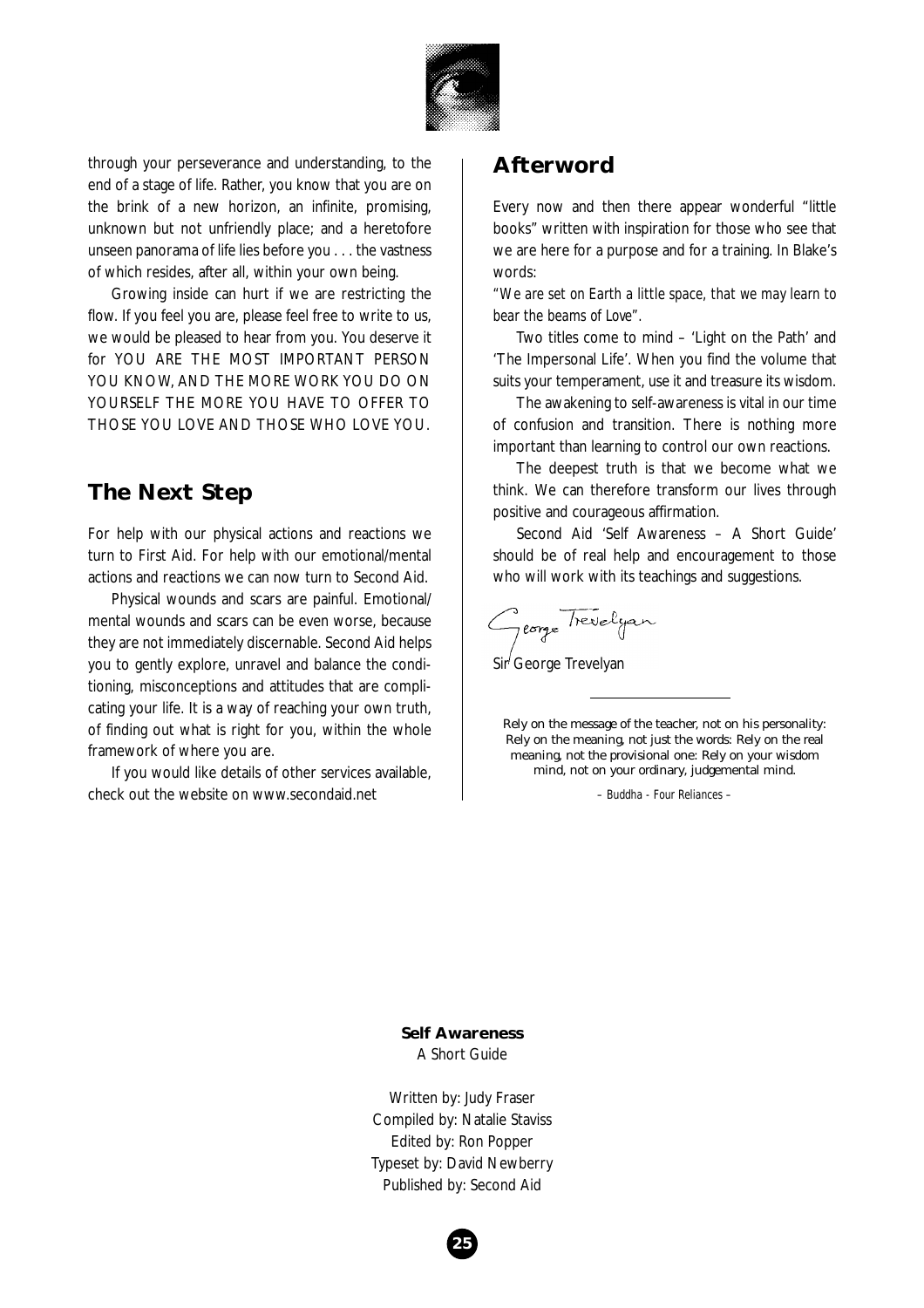through your perseverance and understanding, to the end of a stage of life. Rather, you know that you are on the brink of a new horizon, an infinite, promising, unknown but not unfriendly place; and a heretofore unseen panorama of life lies before you . . . the vastness of which resides, after all, within your own being.

Growing inside can hurt if we are restricting the flow. If you feel you are, please feel free to write to us, we would be pleased to hear from you. You deserve it for YOU ARE THE MOST IMPORTANT PERSON YOU KNOW, AND THE MORE WORK YOU DO ON YOURSELF THE MORE YOU HAVE TO OFFER TO THOSE YOU LOVE AND THOSE WHO LOVE YOU.

## The Next Step

For help with our physical actions and reactions we turn to First Aid. For help with our emotional/mental actions and reactions we can now turn to Second Aid.

Physical wounds and scars are painful. Emotional/mental wounds and scars can be even worse, because they are not immediately discernable. Second Aid helps you to gently explore, unravel and balance the conditioning, misconceptions and attitudes that are complicating your life. It is a way of reaching your own truth, of finding out what is right for you, within the whole framework of where you are.

If you would like details of other services available, check out the website on www.secondaid.net

## Afterword

Every now and then there appear wonderful "little books" written with inspiration for those who see that we are here for a purpose and for a training. In Blake's words:

*"We are set on Earth a little space, that we may learn to bear the beams of Love".*

Two titles come to mind – 'Light on the Path' and 'The Impersonal Life'. When you find the volume that suits your temperament, use it and treasure its wisdom.

The awakening to self-awareness is vital in our time of confusion and transition. There is nothing more important than learning to control our own reactions.

The deepest truth is that we become what we think. We can therefore transform our lives through positive and courageous affirmation.

Second Aid 'Self Awareness – A Short Guide' should be of real help and encouragement to those who will work with its teachings and suggestions.

George Trevelyan

Sir George Trevelyan

Rely on the message of the teacher, not on his personality: Rely on the meaning, not just the words: Rely on the real meaning, not the provisional one: Rely on your wisdom mind, not on your ordinary, judgemental mind.

*– Buddha - Four Reliances –*

**Self Awareness**
A Short Guide

Written by: Judy Fraser
Compiled by: Natalie Staviss
Edited by: Ron Popper
Typeset by: David Newberry
Published by: Second Aid